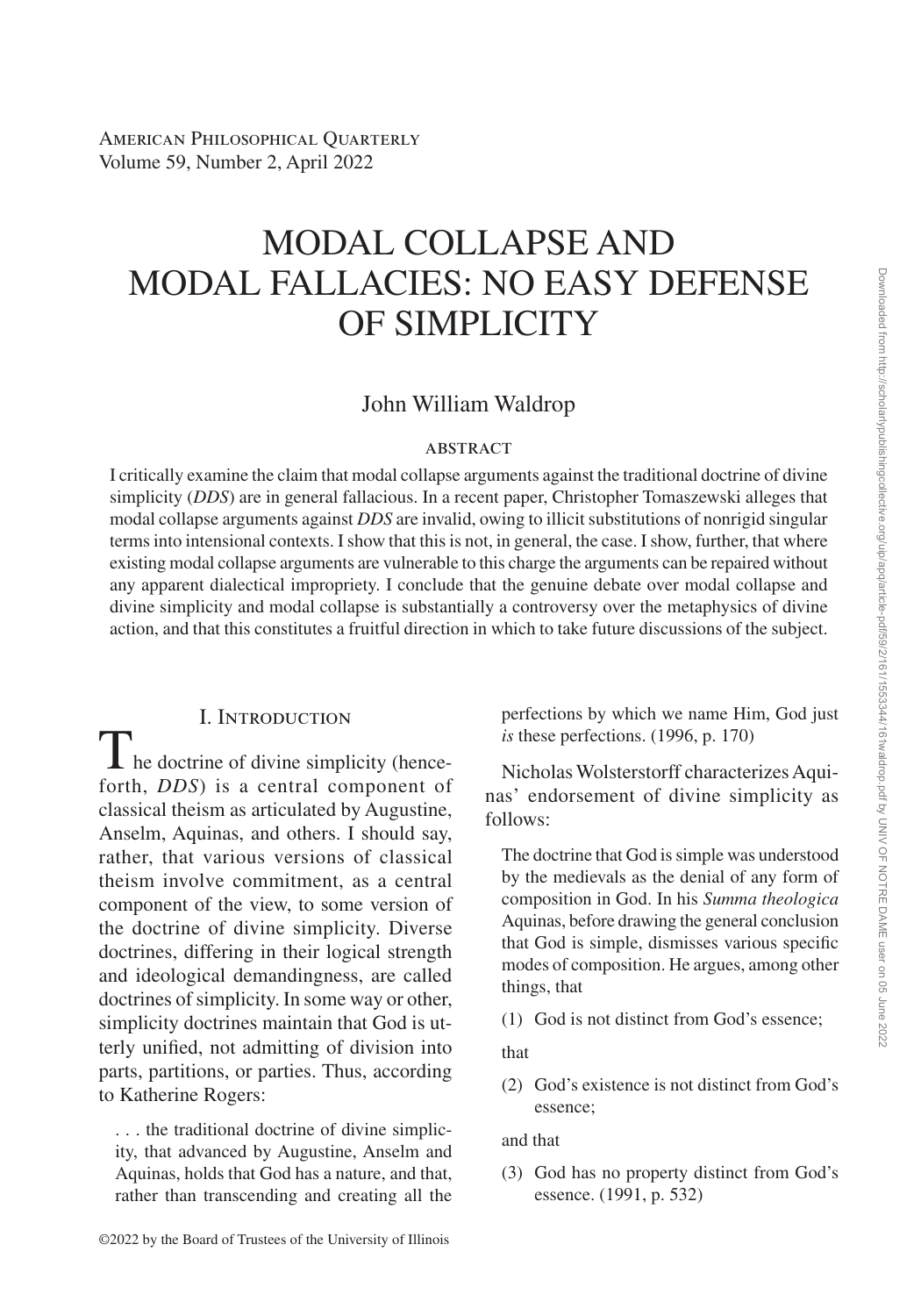# MODAL COLLAPSE AND MODAL FALLACIES: NO EASY DEFENSE OF SIMPLICITY

John William Waldrop

## ABSTRACT

I critically examine the claim that modal collapse arguments against the traditional doctrine of divine simplicity (*DDS*) are in general fallacious. In a recent paper, Christopher Tomaszewski alleges that modal collapse arguments against *DDS* are invalid, owing to illicit substitutions of nonrigid singular terms into intensional contexts. I show that this is not, in general, the case. I show, further, that where existing modal collapse arguments are vulnerable to this charge the arguments can be repaired without any apparent dialectical impropriety. I conclude that the genuine debate over modal collapse and divine simplicity and modal collapse is substantially a controversy over the metaphysics of divine action, and that this constitutes a fruitful direction in which to take future discussions of the subject.

## I. Introduction

The doctrine of divine simplicity (henceforth, *DDS*) is a central component of classical theism as articulated by Augustine, Anselm, Aquinas, and others. I should say, rather, that various versions of classical theism involve commitment, as a central component of the view, to some version of the doctrine of divine simplicity. Diverse doctrines, differing in their logical strength and ideological demandingness, are called doctrines of simplicity. In some way or other, simplicity doctrines maintain that God is utterly unified, not admitting of division into parts, partitions, or parties. Thus, according to Katherine Rogers:

> . . . the traditional doctrine of divine simplicity, that advanced by Augustine, Anselm and Aquinas, holds that God has a nature, and that, rather than transcending and creating all the perfections by which we name Him, God just *is* these perfections. (1996, p. 170)

Nicholas Wolsterstorff characterizes Aquinas' endorsement of divine simplicity as follows:

> The doctrine that God is simple was understood by the medievals as the denial of any form of composition in God. In his *Summa theologica* Aquinas, before drawing the general conclusion that God is simple, dismisses various specific modes of composition. He argues, among other things, that
>
> (1) God is not distinct from God's essence;
>
> that
>
> (2) God's existence is not distinct from God's essence;
>
> and that
>
> (3) God has no property distinct from God's essence. (1991, p. 532)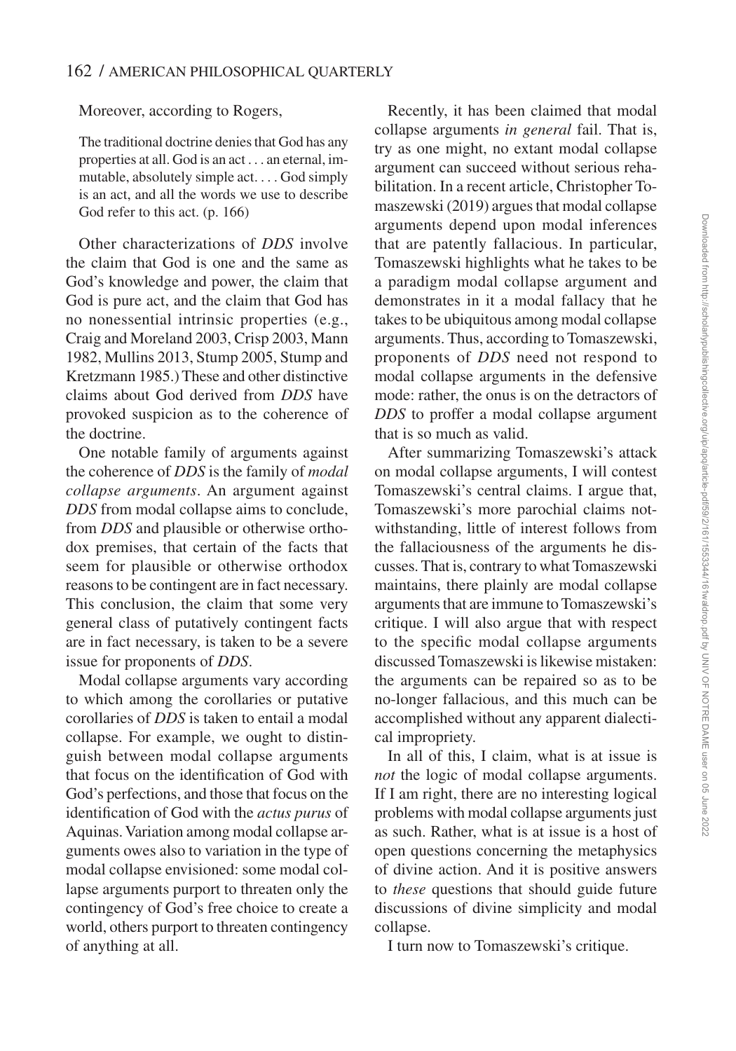Moreover, according to Rogers,

> The traditional doctrine denies that God has any properties at all. God is an act . . . an eternal, immutable, absolutely simple act. . . . God simply is an act, and all the words we use to describe God refer to this act. (p. 166)

Other characterizations of *DDS* involve the claim that God is one and the same as God's knowledge and power, the claim that God is pure act, and the claim that God has no nonessential intrinsic properties (e.g., Craig and Moreland 2003, Crisp 2003, Mann 1982, Mullins 2013, Stump 2005, Stump and Kretzmann 1985.) These and other distinctive claims about God derived from *DDS* have provoked suspicion as to the coherence of the doctrine.

One notable family of arguments against the coherence of *DDS* is the family of *modal collapse arguments*. An argument against *DDS* from modal collapse aims to conclude, from *DDS* and plausible or otherwise orthodox premises, that certain of the facts that seem for plausible or otherwise orthodox reasons to be contingent are in fact necessary. This conclusion, the claim that some very general class of putatively contingent facts are in fact necessary, is taken to be a severe issue for proponents of *DDS*.

Modal collapse arguments vary according to which among the corollaries or putative corollaries of *DDS* is taken to entail a modal collapse. For example, we ought to distinguish between modal collapse arguments that focus on the identification of God with God's perfections, and those that focus on the identification of God with the *actus purus* of Aquinas. Variation among modal collapse arguments owes also to variation in the type of modal collapse envisioned: some modal collapse arguments purport to threaten only the contingency of God's free choice to create a world, others purport to threaten contingency of anything at all.

Recently, it has been claimed that modal collapse arguments *in general* fail. That is, try as one might, no extant modal collapse argument can succeed without serious rehabilitation. In a recent article, Christopher Tomaszewski (2019) argues that modal collapse arguments depend upon modal inferences that are patently fallacious. In particular, Tomaszewski highlights what he takes to be a paradigm modal collapse argument and demonstrates in it a modal fallacy that he takes to be ubiquitous among modal collapse arguments. Thus, according to Tomaszewski, proponents of *DDS* need not respond to modal collapse arguments in the defensive mode: rather, the onus is on the detractors of *DDS* to proffer a modal collapse argument that is so much as valid.

After summarizing Tomaszewski's attack on modal collapse arguments, I will contest Tomaszewski's central claims. I argue that, Tomaszewski's more parochial claims notwithstanding, little of interest follows from the fallaciousness of the arguments he discusses. That is, contrary to what Tomaszewski maintains, there plainly are modal collapse arguments that are immune to Tomaszewski's critique. I will also argue that with respect to the specific modal collapse arguments discussed Tomaszewski is likewise mistaken: the arguments can be repaired so as to be no-longer fallacious, and this much can be accomplished without any apparent dialectical impropriety.

In all of this, I claim, what is at issue is *not* the logic of modal collapse arguments. If I am right, there are no interesting logical problems with modal collapse arguments just as such. Rather, what is at issue is a host of open questions concerning the metaphysics of divine action. And it is positive answers to *these* questions that should guide future discussions of divine simplicity and modal collapse.

I turn now to Tomaszewski's critique.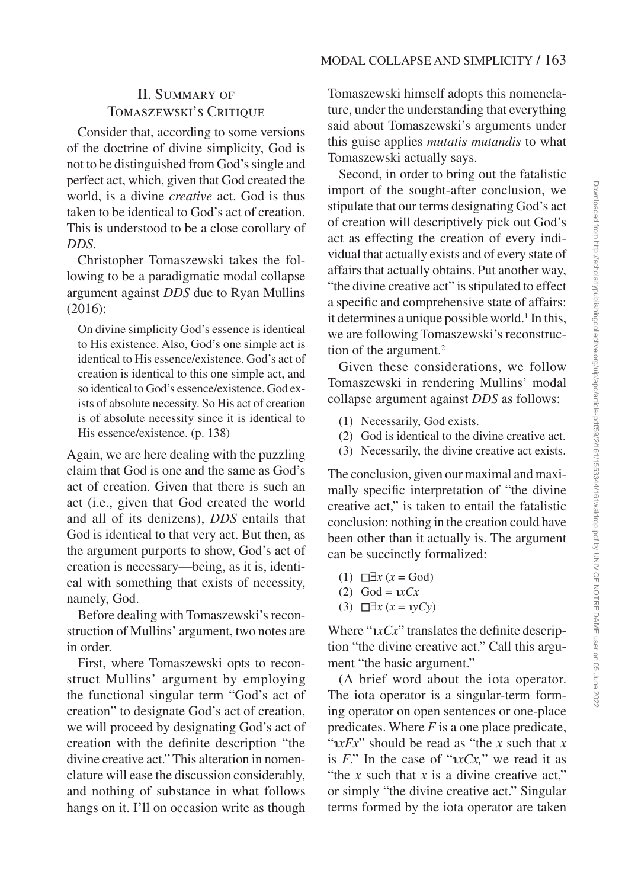## II. Summary of Tomaszewski's Critique

Consider that, according to some versions of the doctrine of divine simplicity, God is not to be distinguished from God's single and perfect act, which, given that God created the world, is a divine *creative* act. God is thus taken to be identical to God's act of creation. This is understood to be a close corollary of *DDS*.

Christopher Tomaszewski takes the following to be a paradigmatic modal collapse argument against *DDS* due to Ryan Mullins (2016):

> On divine simplicity God's essence is identical to His existence. Also, God's one simple act is identical to His essence/existence. God's act of creation is identical to this one simple act, and so identical to God's essence/existence. God exists of absolute necessity. So His act of creation is of absolute necessity since it is identical to His essence/existence. (p. 138)

Again, we are here dealing with the puzzling claim that God is one and the same as God's act of creation. Given that there is such an act (i.e., given that God created the world and all of its denizens), *DDS* entails that God is identical to that very act. But then, as the argument purports to show, God's act of creation is necessary—being, as it is, identical with something that exists of necessity, namely, God.

Before dealing with Tomaszewski's reconstruction of Mullins' argument, two notes are in order.

First, where Tomaszewski opts to reconstruct Mullins' argument by employing the functional singular term "God's act of creation" to designate God's act of creation, we will proceed by designating God's act of creation with the definite description "the divine creative act." This alteration in nomenclature will ease the discussion considerably, and nothing of substance in what follows hangs on it. I'll on occasion write as though Tomaszewski himself adopts this nomenclature, under the understanding that everything said about Tomaszewski's arguments under this guise applies *mutatis mutandis* to what Tomaszewski actually says.

Second, in order to bring out the fatalistic import of the sought-after conclusion, we stipulate that our terms designating God's act of creation will descriptively pick out God's act as effecting the creation of every individual that actually exists and of every state of affairs that actually obtains. Put another way, "the divine creative act" is stipulated to effect a specific and comprehensive state of affairs: it determines a unique possible world.[1] In this, we are following Tomaszewski's reconstruction of the argument.[2]

Given these considerations, we follow Tomaszewski in rendering Mullins' modal collapse argument against *DDS* as follows:

(1) Necessarily, God exists.
(2) God is identical to the divine creative act.
(3) Necessarily, the divine creative act exists.

The conclusion, given our maximal and maximally specific interpretation of "the divine creative act," is taken to entail the fatalistic conclusion: nothing in the creation could have been other than it actually is. The argument can be succinctly formalized:

(1) $\Box\exists x\,(x = \text{God})$
(2) $\text{God} = \iota xCx$
(3) $\Box\exists x\,(x = \iota yCy)$

Where "$\iota xCx$" translates the definite description "the divine creative act." Call this argument "the basic argument."

(A brief word about the iota operator. The iota operator is a singular-term forming operator on open sentences or one-place predicates. Where $F$ is a one place predicate, "$\iota xFx$" should be read as "the $x$ such that $x$ is $F$." In the case of "$\iota xCx$," we read it as "the $x$ such that $x$ is a divine creative act," or simply "the divine creative act." Singular terms formed by the iota operator are taken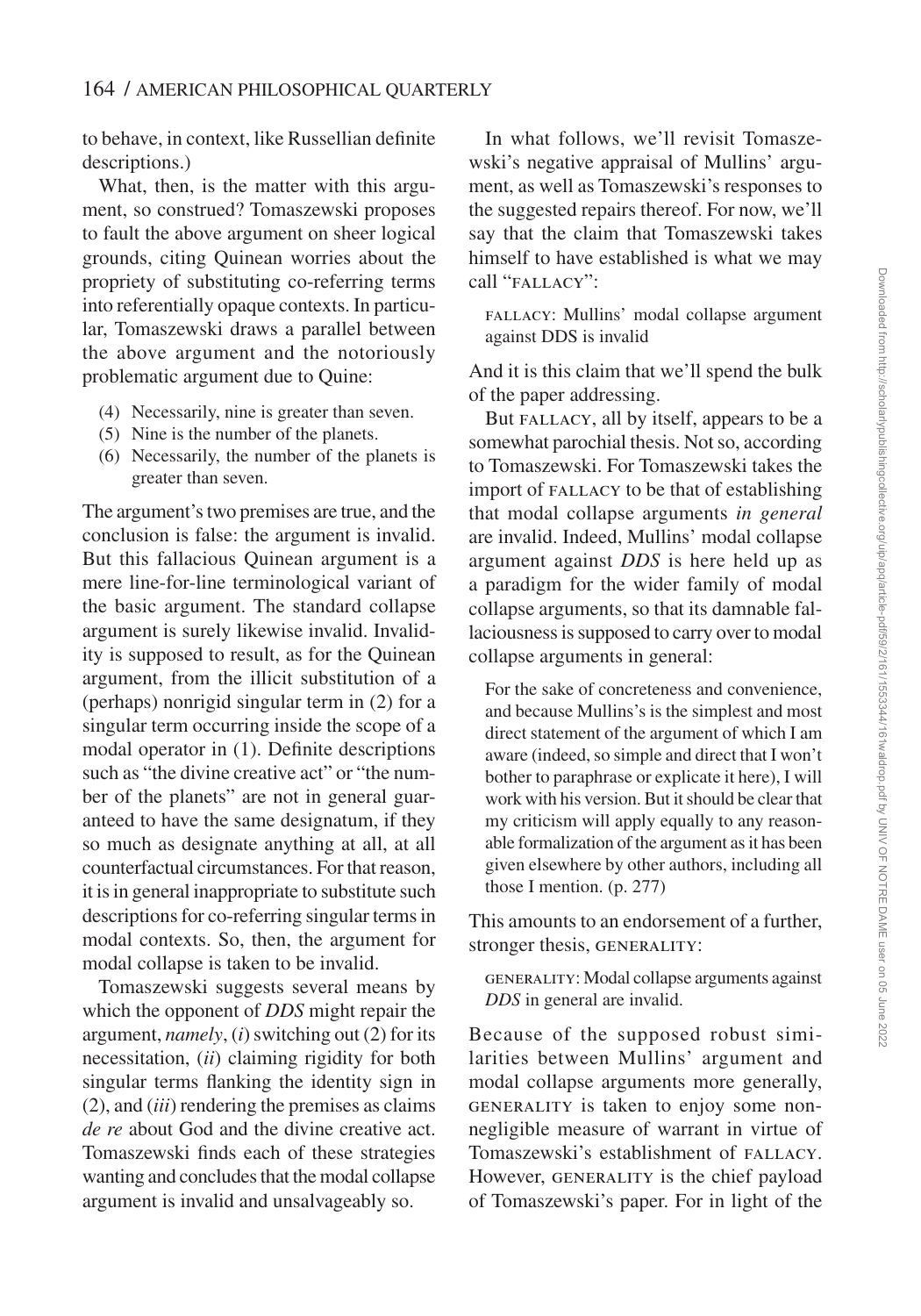to behave, in context, like Russellian definite descriptions.)

What, then, is the matter with this argument, so construed? Tomaszewski proposes to fault the above argument on sheer logical grounds, citing Quinean worries about the propriety of substituting co-referring terms into referentially opaque contexts. In particular, Tomaszewski draws a parallel between the above argument and the notoriously problematic argument due to Quine:

(4) Necessarily, nine is greater than seven.
(5) Nine is the number of the planets.
(6) Necessarily, the number of the planets is greater than seven.

The argument's two premises are true, and the conclusion is false: the argument is invalid. But this fallacious Quinean argument is a mere line-for-line terminological variant of the basic argument. The standard collapse argument is surely likewise invalid. Invalidity is supposed to result, as for the Quinean argument, from the illicit substitution of a (perhaps) nonrigid singular term in (2) for a singular term occurring inside the scope of a modal operator in (1). Definite descriptions such as "the divine creative act" or "the number of the planets" are not in general guaranteed to have the same designatum, if they so much as designate anything at all, at all counterfactual circumstances. For that reason, it is in general inappropriate to substitute such descriptions for co-referring singular terms in modal contexts. So, then, the argument for modal collapse is taken to be invalid.

Tomaszewski suggests several means by which the opponent of *DDS* might repair the argument, *namely*, (*i*) switching out (2) for its necessitation, (*ii*) claiming rigidity for both singular terms flanking the identity sign in (2), and (*iii*) rendering the premises as claims *de re* about God and the divine creative act. Tomaszewski finds each of these strategies wanting and concludes that the modal collapse argument is invalid and unsalvageably so.

In what follows, we'll revisit Tomaszewski's negative appraisal of Mullins' argument, as well as Tomaszewski's responses to the suggested repairs thereof. For now, we'll say that the claim that Tomaszewski takes himself to have established is what we may call "FALLACY":

FALLACY: Mullins' modal collapse argument against DDS is invalid

And it is this claim that we'll spend the bulk of the paper addressing.

But FALLACY, all by itself, appears to be a somewhat parochial thesis. Not so, according to Tomaszewski. For Tomaszewski takes the import of FALLACY to be that of establishing that modal collapse arguments *in general* are invalid. Indeed, Mullins' modal collapse argument against *DDS* is here held up as a paradigm for the wider family of modal collapse arguments, so that its damnable fallaciousness is supposed to carry over to modal collapse arguments in general:

> For the sake of concreteness and convenience, and because Mullins's is the simplest and most direct statement of the argument of which I am aware (indeed, so simple and direct that I won't bother to paraphrase or explicate it here), I will work with his version. But it should be clear that my criticism will apply equally to any reasonable formalization of the argument as it has been given elsewhere by other authors, including all those I mention. (p. 277)

This amounts to an endorsement of a further, stronger thesis, GENERALITY:

GENERALITY: Modal collapse arguments against *DDS* in general are invalid.

Because of the supposed robust similarities between Mullins' argument and modal collapse arguments more generally, GENERALITY is taken to enjoy some non-negligible measure of warrant in virtue of Tomaszewski's establishment of FALLACY. However, GENERALITY is the chief payload of Tomaszewski's paper. For in light of the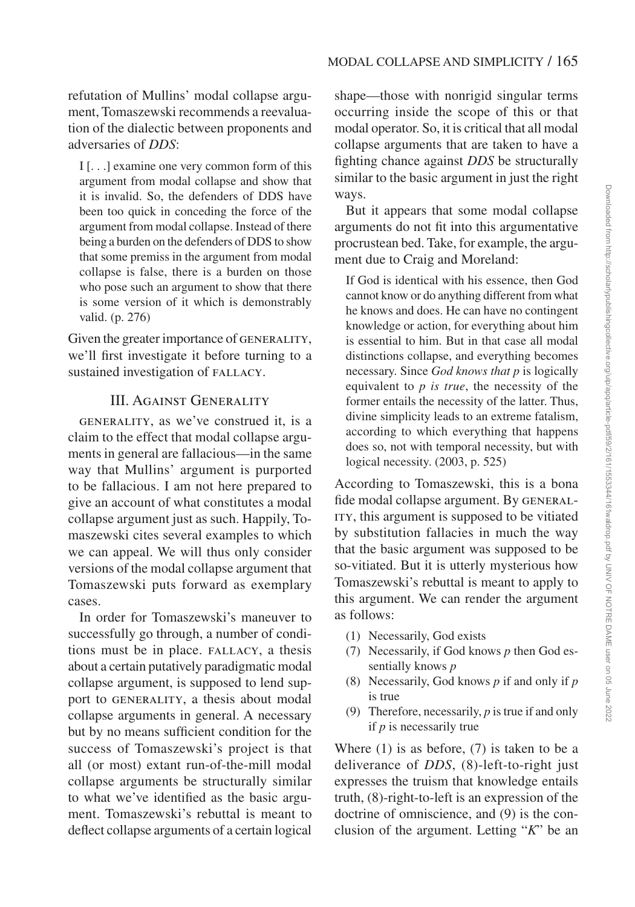refutation of Mullins' modal collapse argument, Tomaszewski recommends a reevaluation of the dialectic between proponents and adversaries of *DDS*:

> I [. . .] examine one very common form of this argument from modal collapse and show that it is invalid. So, the defenders of DDS have been too quick in conceding the force of the argument from modal collapse. Instead of there being a burden on the defenders of DDS to show that some premiss in the argument from modal collapse is false, there is a burden on those who pose such an argument to show that there is some version of it which is demonstrably valid. (p. 276)

Given the greater importance of GENERALITY, we'll first investigate it before turning to a sustained investigation of FALLACY.

## III. Against Generality

GENERALITY, as we've construed it, is a claim to the effect that modal collapse arguments in general are fallacious—in the same way that Mullins' argument is purported to be fallacious. I am not here prepared to give an account of what constitutes a modal collapse argument just as such. Happily, Tomaszewski cites several examples to which we can appeal. We will thus only consider versions of the modal collapse argument that Tomaszewski puts forward as exemplary cases.

In order for Tomaszewski's maneuver to successfully go through, a number of conditions must be in place. FALLACY, a thesis about a certain putatively paradigmatic modal collapse argument, is supposed to lend support to GENERALITY, a thesis about modal collapse arguments in general. A necessary but by no means sufficient condition for the success of Tomaszewski's project is that all (or most) extant run-of-the-mill modal collapse arguments be structurally similar to what we've identified as the basic argument. Tomaszewski's rebuttal is meant to deflect collapse arguments of a certain logical shape—those with nonrigid singular terms occurring inside the scope of this or that modal operator. So, it is critical that all modal collapse arguments that are taken to have a fighting chance against *DDS* be structurally similar to the basic argument in just the right ways.

But it appears that some modal collapse arguments do not fit into this argumentative procrustean bed. Take, for example, the argument due to Craig and Moreland:

> If God is identical with his essence, then God cannot know or do anything different from what he knows and does. He can have no contingent knowledge or action, for everything about him is essential to him. But in that case all modal distinctions collapse, and everything becomes necessary. Since *God knows that p* is logically equivalent to *p is true*, the necessity of the former entails the necessity of the latter. Thus, divine simplicity leads to an extreme fatalism, according to which everything that happens does so, not with temporal necessity, but with logical necessity. (2003, p. 525)

According to Tomaszewski, this is a bona fide modal collapse argument. By GENERALITY, this argument is supposed to be vitiated by substitution fallacies in much the way that the basic argument was supposed to be so-vitiated. But it is utterly mysterious how Tomaszewski's rebuttal is meant to apply to this argument. We can render the argument as follows:

- (1) Necessarily, God exists
- (7) Necessarily, if God knows *p* then God essentially knows *p*
- (8) Necessarily, God knows *p* if and only if *p* is true
- (9) Therefore, necessarily, *p* is true if and only if *p* is necessarily true

Where (1) is as before, (7) is taken to be a deliverance of *DDS*, (8)-left-to-right just expresses the truism that knowledge entails truth, (8)-right-to-left is an expression of the doctrine of omniscience, and (9) is the conclusion of the argument. Letting "*K*" be an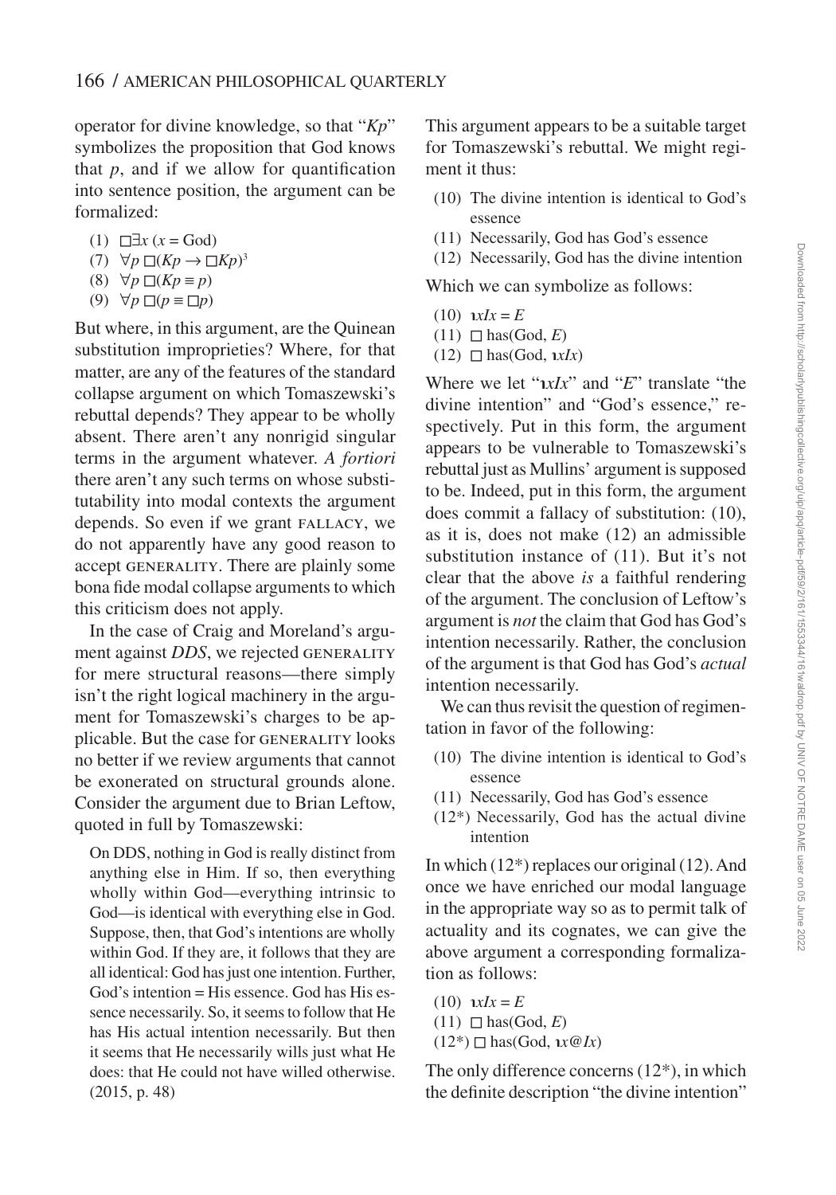operator for divine knowledge, so that "$Kp$" symbolizes the proposition that God knows that $p$, and if we allow for quantification into sentence position, the argument can be formalized:

(1) $\Box\exists x\,(x = \text{God})$
(7) $\forall p\, \Box(Kp \rightarrow \Box Kp)$[3]
(8) $\forall p\, \Box(Kp \equiv p)$
(9) $\forall p\, \Box(p \equiv \Box p)$

But where, in this argument, are the Quinean substitution improprieties? Where, for that matter, are any of the features of the standard collapse argument on which Tomaszewski's rebuttal depends? They appear to be wholly absent. There aren't any nonrigid singular terms in the argument whatever. *A fortiori* there aren't any such terms on whose substitutability into modal contexts the argument depends. So even if we grant FALLACY, we do not apparently have any good reason to accept GENERALITY. There are plainly some bona fide modal collapse arguments to which this criticism does not apply.

In the case of Craig and Moreland's argument against *DDS*, we rejected GENERALITY for mere structural reasons—there simply isn't the right logical machinery in the argument for Tomaszewski's charges to be applicable. But the case for GENERALITY looks no better if we review arguments that cannot be exonerated on structural grounds alone. Consider the argument due to Brian Leftow, quoted in full by Tomaszewski:

> On DDS, nothing in God is really distinct from anything else in Him. If so, then everything wholly within God—everything intrinsic to God—is identical with everything else in God. Suppose, then, that God's intentions are wholly within God. If they are, it follows that they are all identical: God has just one intention. Further, God's intention = His essence. God has His essence necessarily. So, it seems to follow that He has His actual intention necessarily. But then it seems that He necessarily wills just what He does: that He could not have willed otherwise. (2015, p. 48)

This argument appears to be a suitable target for Tomaszewski's rebuttal. We might regiment it thus:

(10) The divine intention is identical to God's essence
(11) Necessarily, God has God's essence
(12) Necessarily, God has the divine intention

Which we can symbolize as follows:

(10) $\iota x Ix = E$
(11) $\Box\, \text{has}(\text{God}, E)$
(12) $\Box\, \text{has}(\text{God}, \iota x Ix)$

Where we let "$\iota x Ix$" and "$E$" translate "the divine intention" and "God's essence," respectively. Put in this form, the argument appears to be vulnerable to Tomaszewski's rebuttal just as Mullins' argument is supposed to be. Indeed, put in this form, the argument does commit a fallacy of substitution: (10), as it is, does not make (12) an admissible substitution instance of (11). But it's not clear that the above *is* a faithful rendering of the argument. The conclusion of Leftow's argument is *not* the claim that God has God's intention necessarily. Rather, the conclusion of the argument is that God has God's *actual* intention necessarily.

We can thus revisit the question of regimentation in favor of the following:

(10) The divine intention is identical to God's essence
(11) Necessarily, God has God's essence
(12*) Necessarily, God has the actual divine intention

In which (12*) replaces our original (12). And once we have enriched our modal language in the appropriate way so as to permit talk of actuality and its cognates, we can give the above argument a corresponding formalization as follows:

(10) $\iota x Ix = E$
(11) $\Box\, \text{has}(\text{God}, E)$
(12*) $\Box\, \text{has}(\text{God}, \iota x @Ix)$

The only difference concerns (12*), in which the definite description "the divine intention"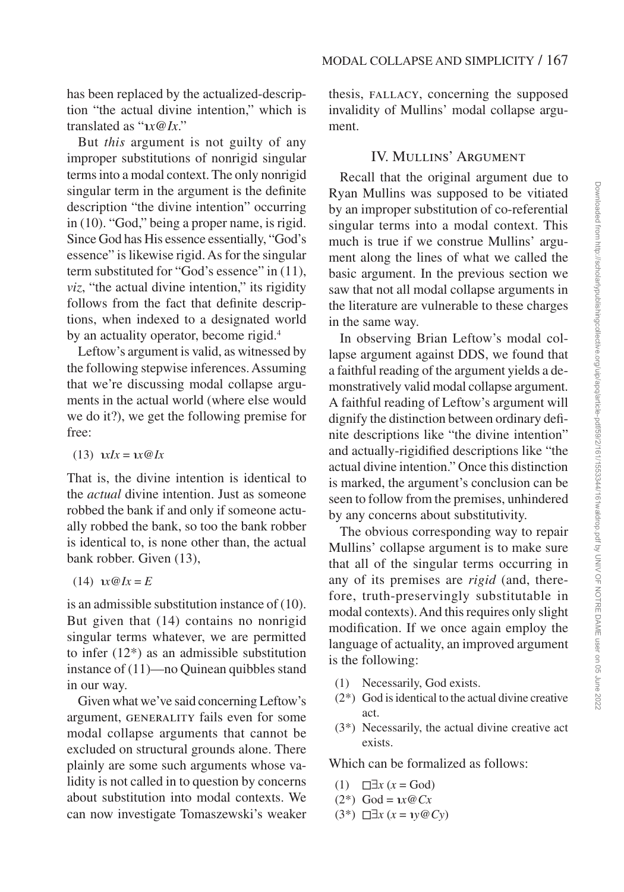has been replaced by the actualized-description "the actual divine intention," which is translated as "$\iota x@Ix$."

But *this* argument is not guilty of any improper substitutions of nonrigid singular terms into a modal context. The only nonrigid singular term in the argument is the definite description "the divine intention" occurring in (10). "God," being a proper name, is rigid. Since God has His essence essentially, "God's essence" is likewise rigid. As for the singular term substituted for "God's essence" in (11), *viz*, "the actual divine intention," its rigidity follows from the fact that definite descriptions, when indexed to a designated world by an actuality operator, become rigid.[4]

Leftow's argument is valid, as witnessed by the following stepwise inferences. Assuming that we're discussing modal collapse arguments in the actual world (where else would we do it?), we get the following premise for free:

(13) $\iota xIx = \iota x@Ix$

That is, the divine intention is identical to the *actual* divine intention. Just as someone robbed the bank if and only if someone actually robbed the bank, so too the bank robber is identical to, is none other than, the actual bank robber. Given (13),

(14) $\iota x@Ix = E$

is an admissible substitution instance of (10). But given that (14) contains no nonrigid singular terms whatever, we are permitted to infer (12*) as an admissible substitution instance of (11)—no Quinean quibbles stand in our way.

Given what we've said concerning Leftow's argument, GENERALITY fails even for some modal collapse arguments that cannot be excluded on structural grounds alone. There plainly are some such arguments whose validity is not called in to question by concerns about substitution into modal contexts. We can now investigate Tomaszewski's weaker thesis, FALLACY, concerning the supposed invalidity of Mullins' modal collapse argument.

## IV. Mullins' Argument

Recall that the original argument due to Ryan Mullins was supposed to be vitiated by an improper substitution of co-referential singular terms into a modal context. This much is true if we construe Mullins' argument along the lines of what we called the basic argument. In the previous section we saw that not all modal collapse arguments in the literature are vulnerable to these charges in the same way.

In observing Brian Leftow's modal collapse argument against DDS, we found that a faithful reading of the argument yields a demonstratively valid modal collapse argument. A faithful reading of Leftow's argument will dignify the distinction between ordinary definite descriptions like "the divine intention" and actually-rigidified descriptions like "the actual divine intention." Once this distinction is marked, the argument's conclusion can be seen to follow from the premises, unhindered by any concerns about substitutivity.

The obvious corresponding way to repair Mullins' collapse argument is to make sure that all of the singular terms occurring in any of its premises are *rigid* (and, therefore, truth-preservingly substitutable in modal contexts). And this requires only slight modification. If we once again employ the language of actuality, an improved argument is the following:

(1) Necessarily, God exists.
(2*) God is identical to the actual divine creative act.
(3*) Necessarily, the actual divine creative act exists.

Which can be formalized as follows:

(1) $\Box\exists x\ (x = \text{God})$
(2*) $\text{God} = \iota x@Cx$
(3*) $\Box\exists x\ (x = \iota y@Cy)$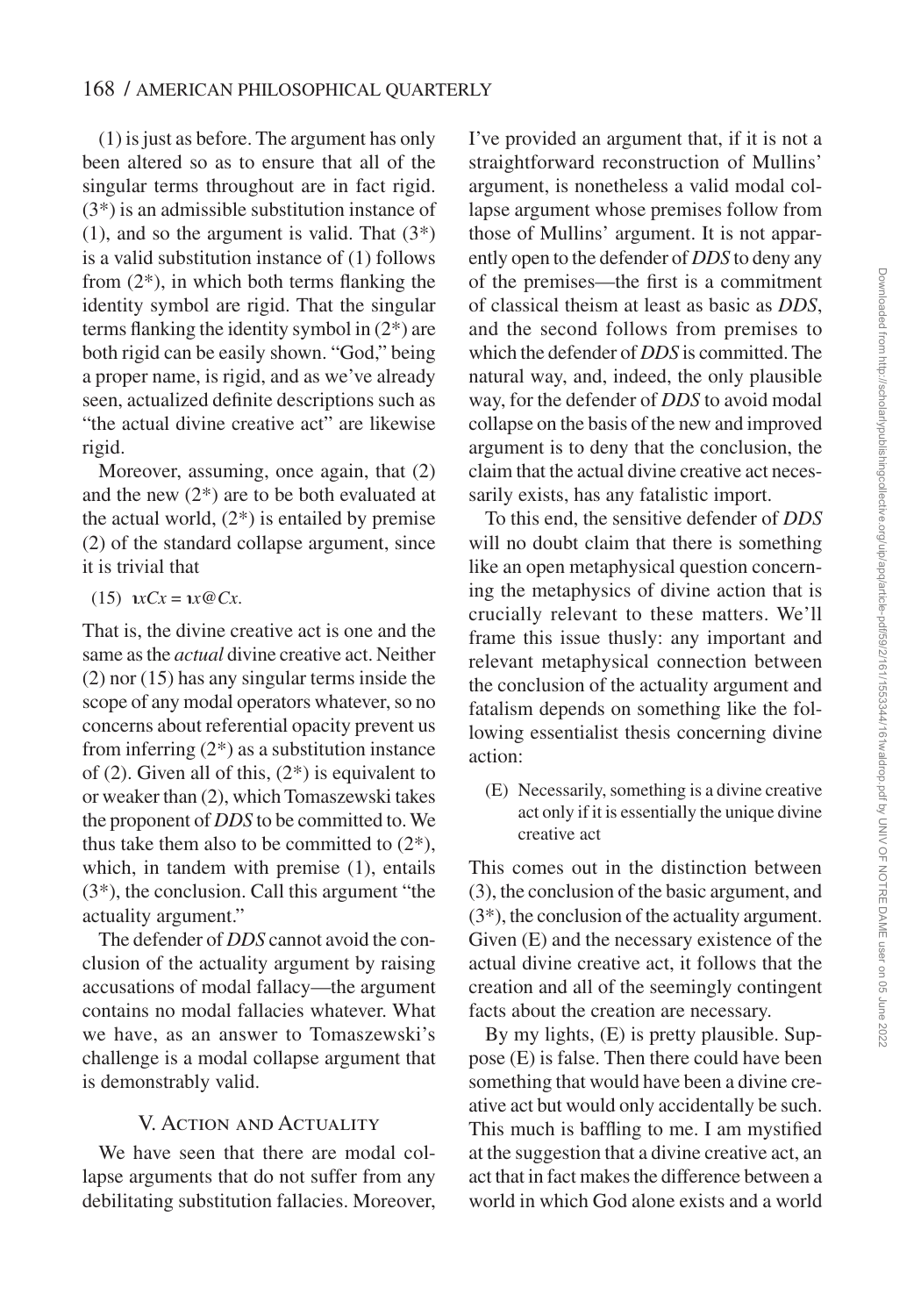(1) is just as before. The argument has only been altered so as to ensure that all of the singular terms throughout are in fact rigid. (3*) is an admissible substitution instance of (1), and so the argument is valid. That (3*) is a valid substitution instance of (1) follows from (2*), in which both terms flanking the identity symbol are rigid. That the singular terms flanking the identity symbol in (2*) are both rigid can be easily shown. "God," being a proper name, is rigid, and as we've already seen, actualized definite descriptions such as "the actual divine creative act" are likewise rigid.

Moreover, assuming, once again, that (2) and the new (2*) are to be both evaluated at the actual world, (2*) is entailed by premise (2) of the standard collapse argument, since it is trivial that

(15) $\iota xCx = \iota x@Cx$.

That is, the divine creative act is one and the same as the *actual* divine creative act. Neither (2) nor (15) has any singular terms inside the scope of any modal operators whatever, so no concerns about referential opacity prevent us from inferring (2*) as a substitution instance of (2). Given all of this, (2*) is equivalent to or weaker than (2), which Tomaszewski takes the proponent of *DDS* to be committed to. We thus take them also to be committed to (2*), which, in tandem with premise (1), entails (3*), the conclusion. Call this argument "the actuality argument."

The defender of *DDS* cannot avoid the conclusion of the actuality argument by raising accusations of modal fallacy—the argument contains no modal fallacies whatever. What we have, as an answer to Tomaszewski's challenge is a modal collapse argument that is demonstrably valid.

## V. Action and Actuality

We have seen that there are modal collapse arguments that do not suffer from any debilitating substitution fallacies. Moreover, I've provided an argument that, if it is not a straightforward reconstruction of Mullins' argument, is nonetheless a valid modal collapse argument whose premises follow from those of Mullins' argument. It is not apparently open to the defender of *DDS* to deny any of the premises—the first is a commitment of classical theism at least as basic as *DDS*, and the second follows from premises to which the defender of *DDS* is committed. The natural way, and, indeed, the only plausible way, for the defender of *DDS* to avoid modal collapse on the basis of the new and improved argument is to deny that the conclusion, the claim that the actual divine creative act necessarily exists, has any fatalistic import.

To this end, the sensitive defender of *DDS* will no doubt claim that there is something like an open metaphysical question concerning the metaphysics of divine action that is crucially relevant to these matters. We'll frame this issue thusly: any important and relevant metaphysical connection between the conclusion of the actuality argument and fatalism depends on something like the following essentialist thesis concerning divine action:

> (E) Necessarily, something is a divine creative act only if it is essentially the unique divine creative act

This comes out in the distinction between (3), the conclusion of the basic argument, and (3*), the conclusion of the actuality argument. Given (E) and the necessary existence of the actual divine creative act, it follows that the creation and all of the seemingly contingent facts about the creation are necessary.

By my lights, (E) is pretty plausible. Suppose (E) is false. Then there could have been something that would have been a divine creative act but would only accidentally be such. This much is baffling to me. I am mystified at the suggestion that a divine creative act, an act that in fact makes the difference between a world in which God alone exists and a world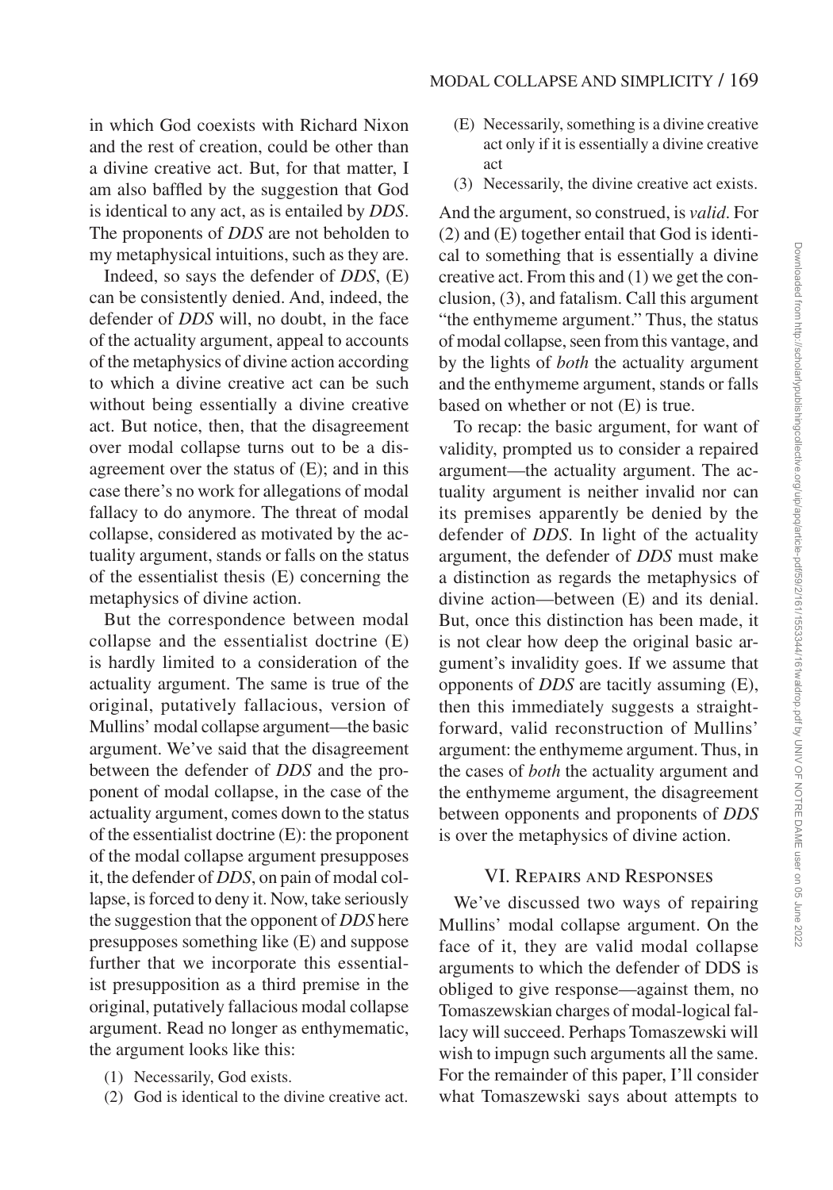in which God coexists with Richard Nixon and the rest of creation, could be other than a divine creative act. But, for that matter, I am also baffled by the suggestion that God is identical to any act, as is entailed by *DDS*. The proponents of *DDS* are not beholden to my metaphysical intuitions, such as they are.

Indeed, so says the defender of *DDS*, (E) can be consistently denied. And, indeed, the defender of *DDS* will, no doubt, in the face of the actuality argument, appeal to accounts of the metaphysics of divine action according to which a divine creative act can be such without being essentially a divine creative act. But notice, then, that the disagreement over modal collapse turns out to be a disagreement over the status of (E); and in this case there's no work for allegations of modal fallacy to do anymore. The threat of modal collapse, considered as motivated by the actuality argument, stands or falls on the status of the essentialist thesis (E) concerning the metaphysics of divine action.

But the correspondence between modal collapse and the essentialist doctrine (E) is hardly limited to a consideration of the actuality argument. The same is true of the original, putatively fallacious, version of Mullins' modal collapse argument—the basic argument. We've said that the disagreement between the defender of *DDS* and the proponent of modal collapse, in the case of the actuality argument, comes down to the status of the essentialist doctrine (E): the proponent of the modal collapse argument presupposes it, the defender of *DDS*, on pain of modal collapse, is forced to deny it. Now, take seriously the suggestion that the opponent of *DDS* here presupposes something like (E) and suppose further that we incorporate this essentialist presupposition as a third premise in the original, putatively fallacious modal collapse argument. Read no longer as enthymematic, the argument looks like this:

(1) Necessarily, God exists.
(2) God is identical to the divine creative act.
(E) Necessarily, something is a divine creative act only if it is essentially a divine creative act
(3) Necessarily, the divine creative act exists.

And the argument, so construed, is *valid*. For (2) and (E) together entail that God is identical to something that is essentially a divine creative act. From this and (1) we get the conclusion, (3), and fatalism. Call this argument "the enthymeme argument." Thus, the status of modal collapse, seen from this vantage, and by the lights of *both* the actuality argument and the enthymeme argument, stands or falls based on whether or not (E) is true.

To recap: the basic argument, for want of validity, prompted us to consider a repaired argument—the actuality argument. The actuality argument is neither invalid nor can its premises apparently be denied by the defender of *DDS*. In light of the actuality argument, the defender of *DDS* must make a distinction as regards the metaphysics of divine action—between (E) and its denial. But, once this distinction has been made, it is not clear how deep the original basic argument's invalidity goes. If we assume that opponents of *DDS* are tacitly assuming (E), then this immediately suggests a straightforward, valid reconstruction of Mullins' argument: the enthymeme argument. Thus, in the cases of *both* the actuality argument and the enthymeme argument, the disagreement between opponents and proponents of *DDS* is over the metaphysics of divine action.

## VI. Repairs and Responses

We've discussed two ways of repairing Mullins' modal collapse argument. On the face of it, they are valid modal collapse arguments to which the defender of DDS is obliged to give response—against them, no Tomaszewskian charges of modal-logical fallacy will succeed. Perhaps Tomaszewski will wish to impugn such arguments all the same. For the remainder of this paper, I'll consider what Tomaszewski says about attempts to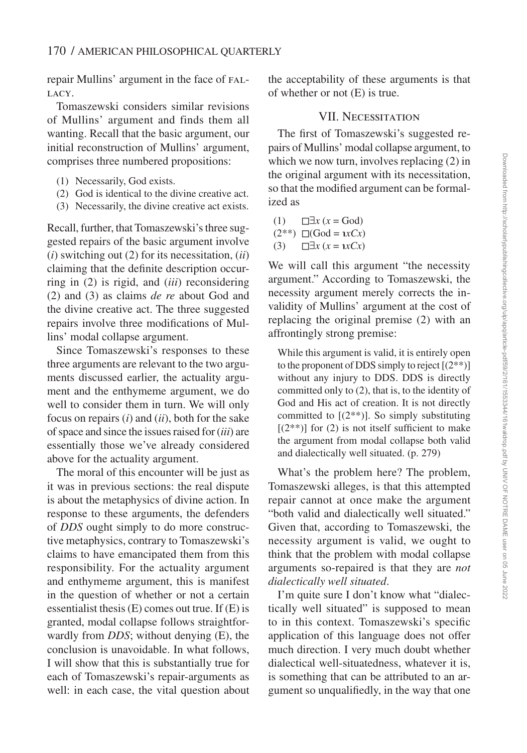repair Mullins' argument in the face of FALLACY.

Tomaszewski considers similar revisions of Mullins' argument and finds them all wanting. Recall that the basic argument, our initial reconstruction of Mullins' argument, comprises three numbered propositions:

(1) Necessarily, God exists.
(2) God is identical to the divine creative act.
(3) Necessarily, the divine creative act exists.

Recall, further, that Tomaszewski's three suggested repairs of the basic argument involve (*i*) switching out (2) for its necessitation, (*ii*) claiming that the definite description occurring in (2) is rigid, and (*iii*) reconsidering (2) and (3) as claims *de re* about God and the divine creative act. The three suggested repairs involve three modifications of Mullins' modal collapse argument.

Since Tomaszewski's responses to these three arguments are relevant to the two arguments discussed earlier, the actuality argument and the enthymeme argument, we do well to consider them in turn. We will only focus on repairs (*i*) and (*ii*), both for the sake of space and since the issues raised for (*iii*) are essentially those we've already considered above for the actuality argument.

The moral of this encounter will be just as it was in previous sections: the real dispute is about the metaphysics of divine action. In response to these arguments, the defenders of *DDS* ought simply to do more constructive metaphysics, contrary to Tomaszewski's claims to have emancipated them from this responsibility. For the actuality argument and enthymeme argument, this is manifest in the question of whether or not a certain essentialist thesis (E) comes out true. If (E) is granted, modal collapse follows straightforwardly from *DDS*; without denying (E), the conclusion is unavoidable. In what follows, I will show that this is substantially true for each of Tomaszewski's repair-arguments as well: in each case, the vital question about the acceptability of these arguments is that of whether or not (E) is true.

## VII. Necessitation

The first of Tomaszewski's suggested repairs of Mullins' modal collapse argument, to which we now turn, involves replacing (2) in the original argument with its necessitation, so that the modified argument can be formalized as

(1) $\Box\exists x\,(x = \text{God})$
(2**) $\Box(\text{God} = \iota xCx)$
(3) $\Box\exists x\,(x = \iota xCx)$

We will call this argument "the necessity argument." According to Tomaszewski, the necessity argument merely corrects the invalidity of Mullins' argument at the cost of replacing the original premise (2) with an affrontingly strong premise:

> While this argument is valid, it is entirely open to the proponent of DDS simply to reject [(2**)] without any injury to DDS. DDS is directly committed only to (2), that is, to the identity of God and His act of creation. It is not directly committed to [(2**)]. So simply substituting [(2**)] for (2) is not itself sufficient to make the argument from modal collapse both valid and dialectically well situated. (p. 279)

What's the problem here? The problem, Tomaszewski alleges, is that this attempted repair cannot at once make the argument "both valid and dialectically well situated." Given that, according to Tomaszewski, the necessity argument is valid, we ought to think that the problem with modal collapse arguments so-repaired is that they are *not dialectically well situated*.

I'm quite sure I don't know what "dialectically well situated" is supposed to mean to in this context. Tomaszewski's specific application of this language does not offer much direction. I very much doubt whether dialectical well-situatedness, whatever it is, is something that can be attributed to an argument so unqualifiedly, in the way that one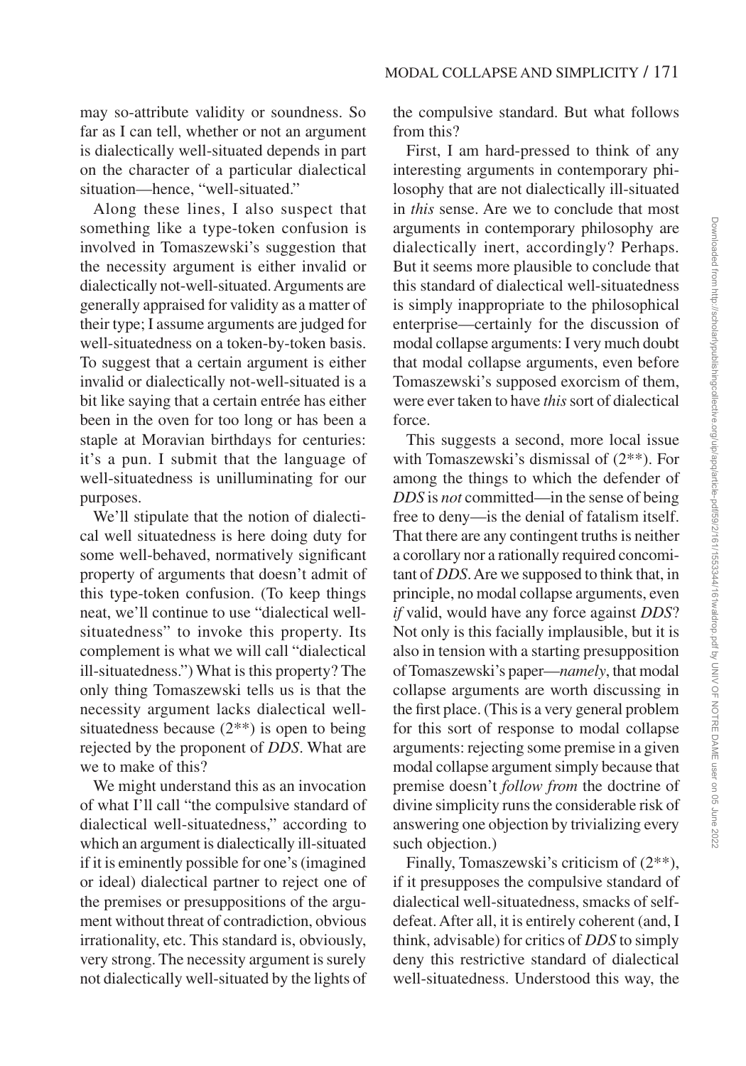may so-attribute validity or soundness. So far as I can tell, whether or not an argument is dialectically well-situated depends in part on the character of a particular dialectical situation—hence, "well-situated."

Along these lines, I also suspect that something like a type-token confusion is involved in Tomaszewski's suggestion that the necessity argument is either invalid or dialectically not-well-situated. Arguments are generally appraised for validity as a matter of their type; I assume arguments are judged for well-situatedness on a token-by-token basis. To suggest that a certain argument is either invalid or dialectically not-well-situated is a bit like saying that a certain entrée has either been in the oven for too long or has been a staple at Moravian birthdays for centuries: it's a pun. I submit that the language of well-situatedness is unilluminating for our purposes.

We'll stipulate that the notion of dialectical well situatedness is here doing duty for some well-behaved, normatively significant property of arguments that doesn't admit of this type-token confusion. (To keep things neat, we'll continue to use "dialectical well-situatedness" to invoke this property. Its complement is what we will call "dialectical ill-situatedness.") What is this property? The only thing Tomaszewski tells us is that the necessity argument lacks dialectical well-situatedness because (2**) is open to being rejected by the proponent of *DDS*. What are we to make of this?

We might understand this as an invocation of what I'll call "the compulsive standard of dialectical well-situatedness," according to which an argument is dialectically ill-situated if it is eminently possible for one's (imagined or ideal) dialectical partner to reject one of the premises or presuppositions of the argument without threat of contradiction, obvious irrationality, etc. This standard is, obviously, very strong. The necessity argument is surely not dialectically well-situated by the lights of the compulsive standard. But what follows from this?

First, I am hard-pressed to think of any interesting arguments in contemporary philosophy that are not dialectically ill-situated in *this* sense. Are we to conclude that most arguments in contemporary philosophy are dialectically inert, accordingly? Perhaps. But it seems more plausible to conclude that this standard of dialectical well-situatedness is simply inappropriate to the philosophical enterprise—certainly for the discussion of modal collapse arguments: I very much doubt that modal collapse arguments, even before Tomaszewski's supposed exorcism of them, were ever taken to have *this* sort of dialectical force.

This suggests a second, more local issue with Tomaszewski's dismissal of (2**). For among the things to which the defender of *DDS* is *not* committed—in the sense of being free to deny—is the denial of fatalism itself. That there are any contingent truths is neither a corollary nor a rationally required concomitant of *DDS*. Are we supposed to think that, in principle, no modal collapse arguments, even *if* valid, would have any force against *DDS*? Not only is this facially implausible, but it is also in tension with a starting presupposition of Tomaszewski's paper—*namely*, that modal collapse arguments are worth discussing in the first place. (This is a very general problem for this sort of response to modal collapse arguments: rejecting some premise in a given modal collapse argument simply because that premise doesn't *follow from* the doctrine of divine simplicity runs the considerable risk of answering one objection by trivializing every such objection.)

Finally, Tomaszewski's criticism of (2**), if it presupposes the compulsive standard of dialectical well-situatedness, smacks of self-defeat. After all, it is entirely coherent (and, I think, advisable) for critics of *DDS* to simply deny this restrictive standard of dialectical well-situatedness. Understood this way, the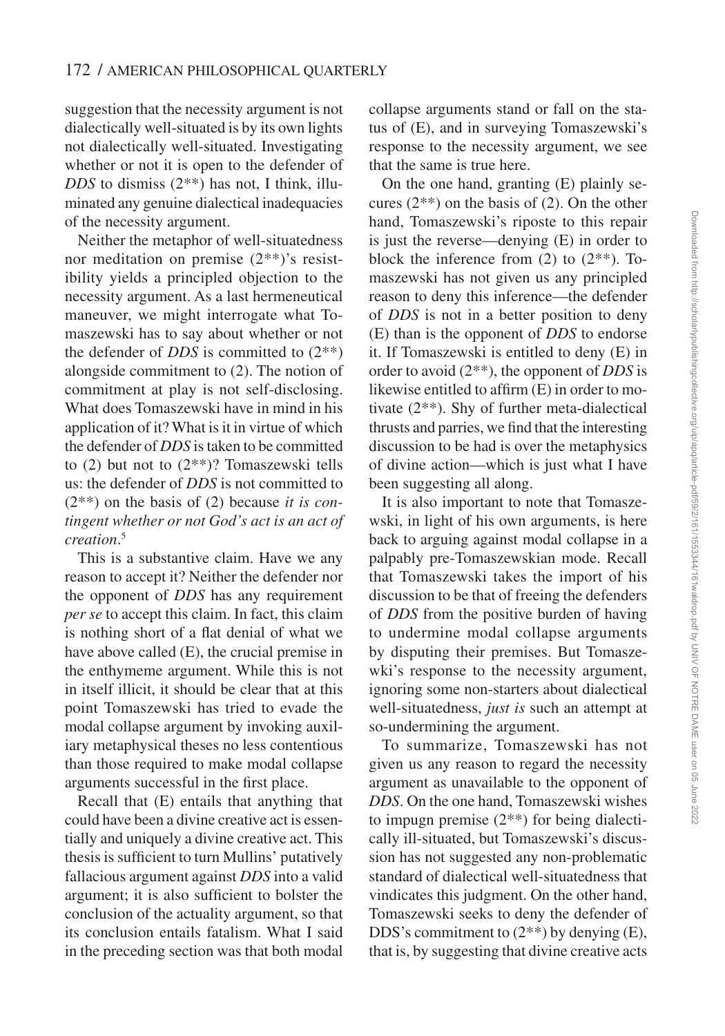suggestion that the necessity argument is not dialectically well-situated is by its own lights not dialectically well-situated. Investigating whether or not it is open to the defender of *DDS* to dismiss (2**) has not, I think, illuminated any genuine dialectical inadequacies of the necessity argument.

Neither the metaphor of well-situatedness nor meditation on premise (2**)'s resistibility yields a principled objection to the necessity argument. As a last hermeneutical maneuver, we might interrogate what Tomaszewski has to say about whether or not the defender of *DDS* is committed to (2**) alongside commitment to (2). The notion of commitment at play is not self-disclosing. What does Tomaszewski have in mind in his application of it? What is it in virtue of which the defender of *DDS* is taken to be committed to (2) but not to (2**)? Tomaszewski tells us: the defender of *DDS* is not committed to (2**) on the basis of (2) because *it is contingent whether or not God's act is an act of creation*.[5]

This is a substantive claim. Have we any reason to accept it? Neither the defender nor the opponent of *DDS* has any requirement *per se* to accept this claim. In fact, this claim is nothing short of a flat denial of what we have above called (E), the crucial premise in the enthymeme argument. While this is not in itself illicit, it should be clear that at this point Tomaszewski has tried to evade the modal collapse argument by invoking auxiliary metaphysical theses no less contentious than those required to make modal collapse arguments successful in the first place.

Recall that (E) entails that anything that could have been a divine creative act is essentially and uniquely a divine creative act. This thesis is sufficient to turn Mullins' putatively fallacious argument against *DDS* into a valid argument; it is also sufficient to bolster the conclusion of the actuality argument, so that its conclusion entails fatalism. What I said in the preceding section was that both modal collapse arguments stand or fall on the status of (E), and in surveying Tomaszewski's response to the necessity argument, we see that the same is true here.

On the one hand, granting (E) plainly secures (2**) on the basis of (2). On the other hand, Tomaszewski's riposte to this repair is just the reverse—denying (E) in order to block the inference from (2) to (2**). Tomaszewski has not given us any principled reason to deny this inference—the defender of *DDS* is not in a better position to deny (E) than is the opponent of *DDS* to endorse it. If Tomaszewski is entitled to deny (E) in order to avoid (2**), the opponent of *DDS* is likewise entitled to affirm (E) in order to motivate (2**). Shy of further meta-dialectical thrusts and parries, we find that the interesting discussion to be had is over the metaphysics of divine action—which is just what I have been suggesting all along.

It is also important to note that Tomaszewski, in light of his own arguments, is here back to arguing against modal collapse in a palpably pre-Tomaszewskian mode. Recall that Tomaszewski takes the import of his discussion to be that of freeing the defenders of *DDS* from the positive burden of having to undermine modal collapse arguments by disputing their premises. But Tomaszewki's response to the necessity argument, ignoring some non-starters about dialectical well-situatedness, *just is* such an attempt at so-undermining the argument.

To summarize, Tomaszewski has not given us any reason to regard the necessity argument as unavailable to the opponent of *DDS*. On the one hand, Tomaszewski wishes to impugn premise (2**) for being dialectically ill-situated, but Tomaszewski's discussion has not suggested any non-problematic standard of dialectical well-situatedness that vindicates this judgment. On the other hand, Tomaszewski seeks to deny the defender of DDS's commitment to (2**) by denying (E), that is, by suggesting that divine creative acts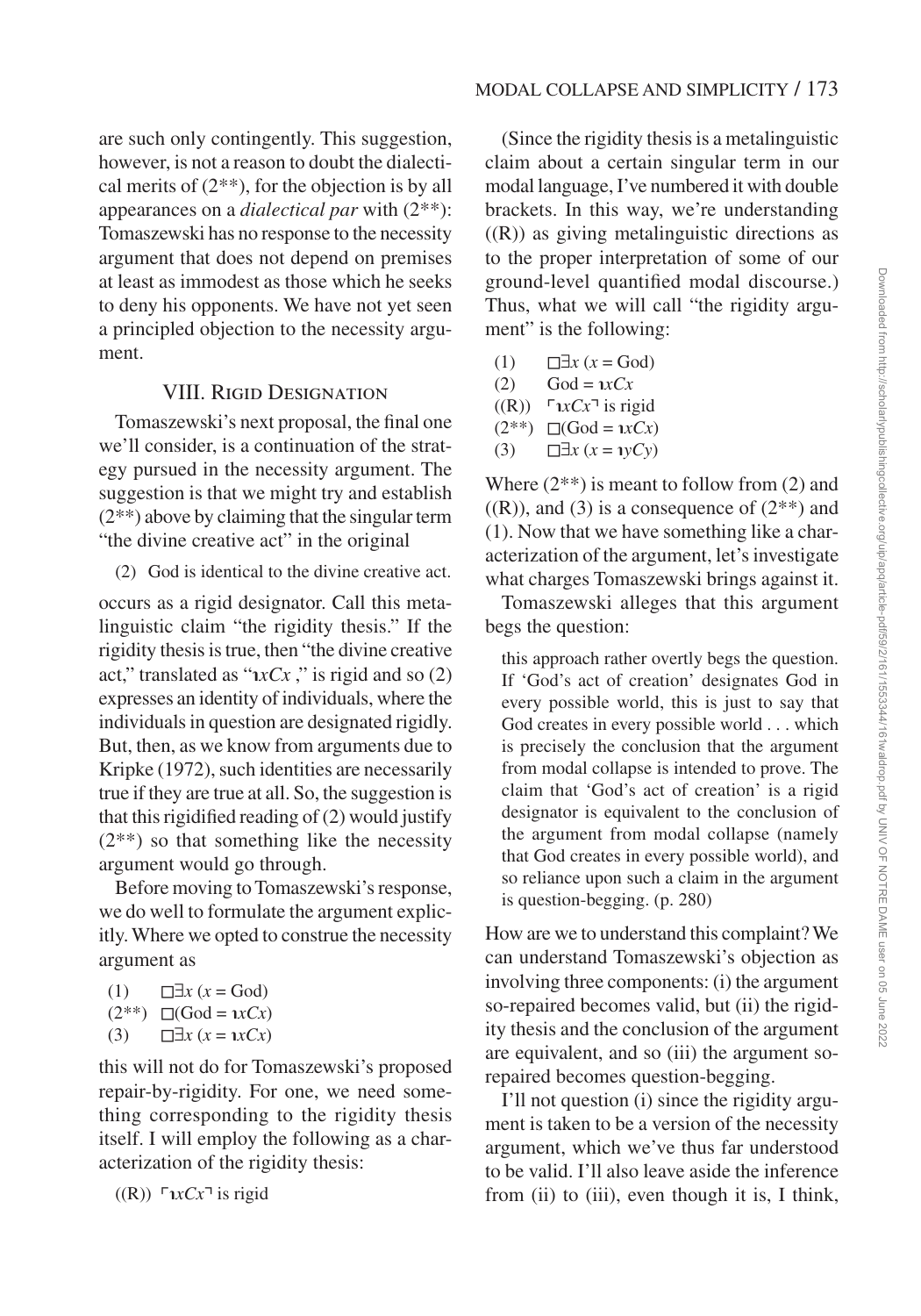are such only contingently. This suggestion, however, is not a reason to doubt the dialectical merits of (2**), for the objection is by all appearances on a *dialectical par* with (2**): Tomaszewski has no response to the necessity argument that does not depend on premises at least as immodest as those which he seeks to deny his opponents. We have not yet seen a principled objection to the necessity argument.

## VIII. Rigid Designation

Tomaszewski's next proposal, the final one we'll consider, is a continuation of the strategy pursued in the necessity argument. The suggestion is that we might try and establish (2**) above by claiming that the singular term "the divine creative act" in the original

(2) God is identical to the divine creative act.

occurs as a rigid designator. Call this metalinguistic claim "the rigidity thesis." If the rigidity thesis is true, then "the divine creative act," translated as "$\iota x Cx$," is rigid and so (2) expresses an identity of individuals, where the individuals in question are designated rigidly. But, then, as we know from arguments due to Kripke (1972), such identities are necessarily true if they are true at all. So, the suggestion is that this rigidified reading of (2) would justify (2**) so that something like the necessity argument would go through.

Before moving to Tomaszewski's response, we do well to formulate the argument explicitly. Where we opted to construe the necessity argument as

(1) $\Box\exists x\,(x = \text{God})$
(2**) $\Box(\text{God} = \iota x Cx)$
(3) $\Box\exists x\,(x = \iota x Cx)$

this will not do for Tomaszewski's proposed repair-by-rigidity. For one, we need something corresponding to the rigidity thesis itself. I will employ the following as a characterization of the rigidity thesis:

((R)) $\ulcorner \iota x Cx \urcorner$ is rigid

(Since the rigidity thesis is a metalinguistic claim about a certain singular term in our modal language, I've numbered it with double brackets. In this way, we're understanding ((R)) as giving metalinguistic directions as to the proper interpretation of some of our ground-level quantified modal discourse.) Thus, what we will call "the rigidity argument" is the following:

(1) $\Box\exists x\,(x = \text{God})$
(2) $\text{God} = \iota x Cx$
((R)) $\ulcorner \iota x Cx \urcorner$ is rigid
(2**) $\Box(\text{God} = \iota x Cx)$
(3) $\Box\exists x\,(x = \iota y Cy)$

Where (2**) is meant to follow from (2) and ((R)), and (3) is a consequence of (2**) and (1). Now that we have something like a characterization of the argument, let's investigate what charges Tomaszewski brings against it.

Tomaszewski alleges that this argument begs the question:

> this approach rather overtly begs the question. If 'God's act of creation' designates God in every possible world, this is just to say that God creates in every possible world . . . which is precisely the conclusion that the argument from modal collapse is intended to prove. The claim that 'God's act of creation' is a rigid designator is equivalent to the conclusion of the argument from modal collapse (namely that God creates in every possible world), and so reliance upon such a claim in the argument is question-begging. (p. 280)

How are we to understand this complaint? We can understand Tomaszewski's objection as involving three components: (i) the argument so-repaired becomes valid, but (ii) the rigidity thesis and the conclusion of the argument are equivalent, and so (iii) the argument so-repaired becomes question-begging.

I'll not question (i) since the rigidity argument is taken to be a version of the necessity argument, which we've thus far understood to be valid. I'll also leave aside the inference from (ii) to (iii), even though it is, I think,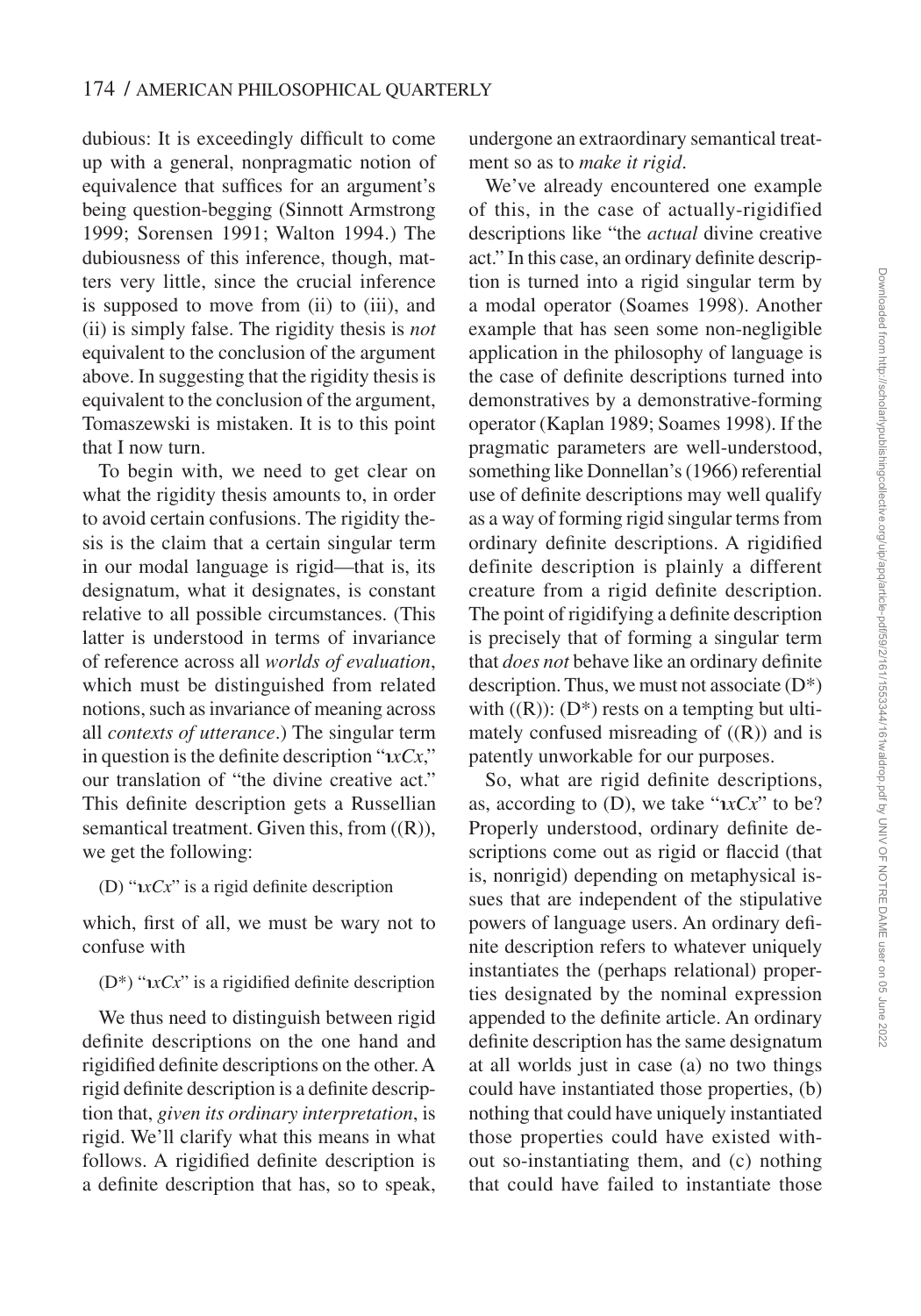dubious: It is exceedingly difficult to come up with a general, nonpragmatic notion of equivalence that suffices for an argument's being question-begging (Sinnott Armstrong 1999; Sorensen 1991; Walton 1994.) The dubiousness of this inference, though, matters very little, since the crucial inference is supposed to move from (ii) to (iii), and (ii) is simply false. The rigidity thesis is *not* equivalent to the conclusion of the argument above. In suggesting that the rigidity thesis is equivalent to the conclusion of the argument, Tomaszewski is mistaken. It is to this point that I now turn.

To begin with, we need to get clear on what the rigidity thesis amounts to, in order to avoid certain confusions. The rigidity thesis is the claim that a certain singular term in our modal language is rigid—that is, its designatum, what it designates, is constant relative to all possible circumstances. (This latter is understood in terms of invariance of reference across all *worlds of evaluation*, which must be distinguished from related notions, such as invariance of meaning across all *contexts of utterance*.) The singular term in question is the definite description "ɩ*xCx*," our translation of "the divine creative act." This definite description gets a Russellian semantical treatment. Given this, from ((R)), we get the following:

(D) "ɩ*xCx*" is a rigid definite description

which, first of all, we must be wary not to confuse with

(D*) "ɩ*xCx*" is a rigidified definite description

We thus need to distinguish between rigid definite descriptions on the one hand and rigidified definite descriptions on the other. A rigid definite description is a definite description that, *given its ordinary interpretation*, is rigid. We'll clarify what this means in what follows. A rigidified definite description is a definite description that has, so to speak, undergone an extraordinary semantical treatment so as to *make it rigid*.

We've already encountered one example of this, in the case of actually-rigidified descriptions like "the *actual* divine creative act." In this case, an ordinary definite description is turned into a rigid singular term by a modal operator (Soames 1998). Another example that has seen some non-negligible application in the philosophy of language is the case of definite descriptions turned into demonstratives by a demonstrative-forming operator (Kaplan 1989; Soames 1998). If the pragmatic parameters are well-understood, something like Donnellan's (1966) referential use of definite descriptions may well qualify as a way of forming rigid singular terms from ordinary definite descriptions. A rigidified definite description is plainly a different creature from a rigid definite description. The point of rigidifying a definite description is precisely that of forming a singular term that *does not* behave like an ordinary definite description. Thus, we must not associate (D*) with ((R)): (D*) rests on a tempting but ultimately confused misreading of ((R)) and is patently unworkable for our purposes.

So, what are rigid definite descriptions, as, according to (D), we take "ɩ*xCx*" to be? Properly understood, ordinary definite descriptions come out as rigid or flaccid (that is, nonrigid) depending on metaphysical issues that are independent of the stipulative powers of language users. An ordinary definite description refers to whatever uniquely instantiates the (perhaps relational) properties designated by the nominal expression appended to the definite article. An ordinary definite description has the same designatum at all worlds just in case (a) no two things could have instantiated those properties, (b) nothing that could have uniquely instantiated those properties could have existed without so-instantiating them, and (c) nothing that could have failed to instantiate those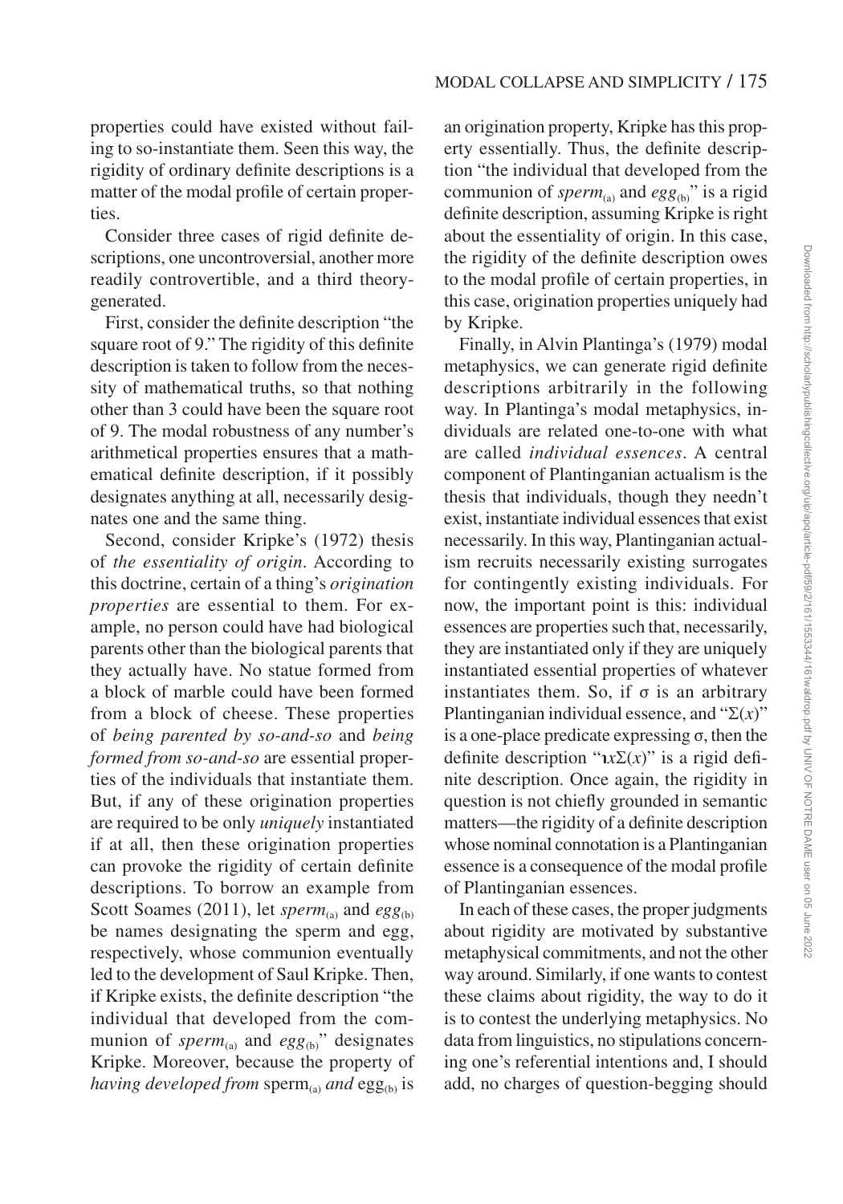properties could have existed without failing to so-instantiate them. Seen this way, the rigidity of ordinary definite descriptions is a matter of the modal profile of certain properties.

Consider three cases of rigid definite descriptions, one uncontroversial, another more readily controvertible, and a third theory-generated.

First, consider the definite description "the square root of 9." The rigidity of this definite description is taken to follow from the necessity of mathematical truths, so that nothing other than 3 could have been the square root of 9. The modal robustness of any number's arithmetical properties ensures that a mathematical definite description, if it possibly designates anything at all, necessarily designates one and the same thing.

Second, consider Kripke's (1972) thesis of *the essentiality of origin*. According to this doctrine, certain of a thing's *origination properties* are essential to them. For example, no person could have had biological parents other than the biological parents that they actually have. No statue formed from a block of marble could have been formed from a block of cheese. These properties of *being parented by so-and-so* and *being formed from so-and-so* are essential properties of the individuals that instantiate them. But, if any of these origination properties are required to be only *uniquely* instantiated if at all, then these origination properties can provoke the rigidity of certain definite descriptions. To borrow an example from Scott Soames (2011), let $sperm_{(a)}$ and $egg_{(b)}$ be names designating the sperm and egg, respectively, whose communion eventually led to the development of Saul Kripke. Then, if Kripke exists, the definite description "the individual that developed from the communion of $sperm_{(a)}$ and $egg_{(b)}$" designates Kripke. Moreover, because the property of *having developed from* $\text{sperm}_{(a)}$ *and* $\text{egg}_{(b)}$ is an origination property, Kripke has this property essentially. Thus, the definite description "the individual that developed from the communion of $sperm_{(a)}$ and $egg_{(b)}$" is a rigid definite description, assuming Kripke is right about the essentiality of origin. In this case, the rigidity of the definite description owes to the modal profile of certain properties, in this case, origination properties uniquely had by Kripke.

Finally, in Alvin Plantinga's (1979) modal metaphysics, we can generate rigid definite descriptions arbitrarily in the following way. In Plantinga's modal metaphysics, individuals are related one-to-one with what are called *individual essences*. A central component of Plantinganian actualism is the thesis that individuals, though they needn't exist, instantiate individual essences that exist necessarily. In this way, Plantinganian actualism recruits necessarily existing surrogates for contingently existing individuals. For now, the important point is this: individual essences are properties such that, necessarily, they are instantiated only if they are uniquely instantiated essential properties of whatever instantiates them. So, if $\sigma$ is an arbitrary Plantinganian individual essence, and "$\Sigma(x)$" is a one-place predicate expressing $\sigma$, then the definite description "$\iota x\Sigma(x)$" is a rigid definite description. Once again, the rigidity in question is not chiefly grounded in semantic matters—the rigidity of a definite description whose nominal connotation is a Plantinganian essence is a consequence of the modal profile of Plantinganian essences.

In each of these cases, the proper judgments about rigidity are motivated by substantive metaphysical commitments, and not the other way around. Similarly, if one wants to contest these claims about rigidity, the way to do it is to contest the underlying metaphysics. No data from linguistics, no stipulations concerning one's referential intentions and, I should add, no charges of question-begging should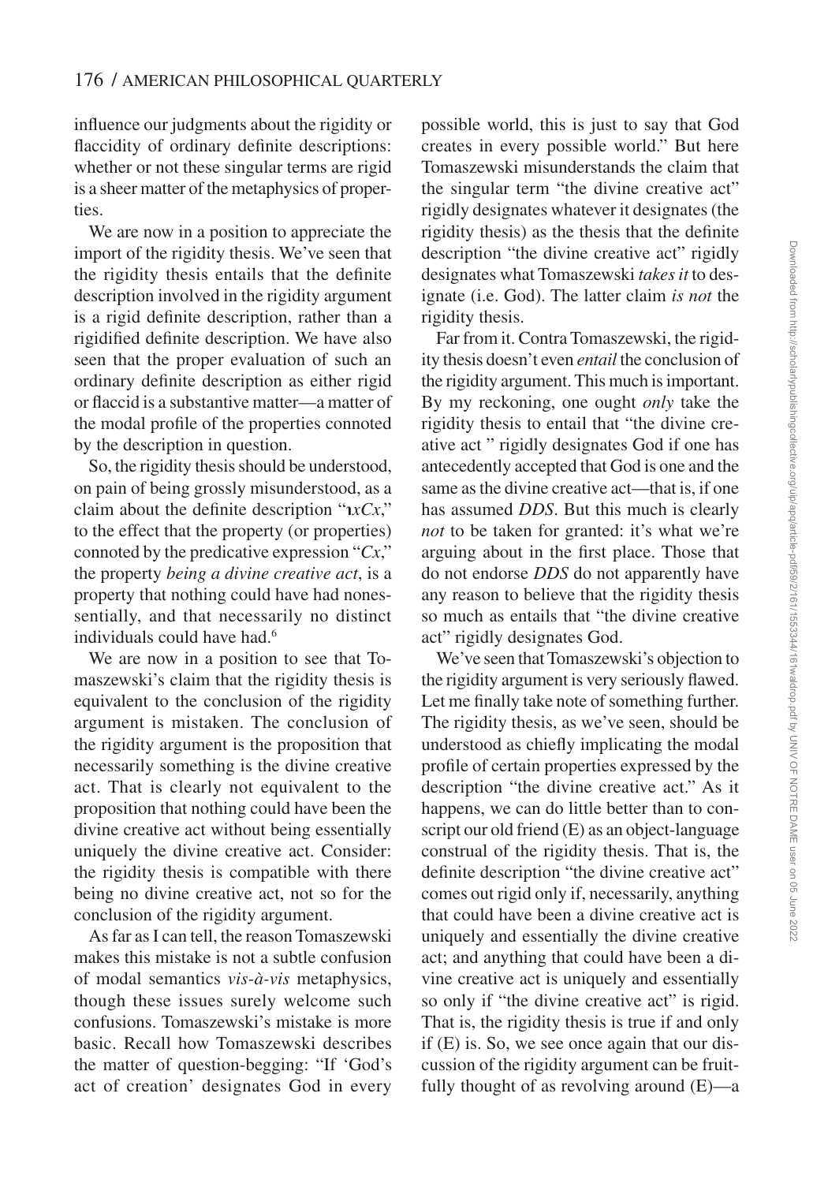influence our judgments about the rigidity or flaccidity of ordinary definite descriptions: whether or not these singular terms are rigid is a sheer matter of the metaphysics of properties.

We are now in a position to appreciate the import of the rigidity thesis. We've seen that the rigidity thesis entails that the definite description involved in the rigidity argument is a rigid definite description, rather than a rigidified definite description. We have also seen that the proper evaluation of such an ordinary definite description as either rigid or flaccid is a substantive matter—a matter of the modal profile of the properties connoted by the description in question.

So, the rigidity thesis should be understood, on pain of being grossly misunderstood, as a claim about the definite description "$\iota xCx$," to the effect that the property (or properties) connoted by the predicative expression "$Cx$," the property *being a divine creative act*, is a property that nothing could have had nonessentially, and that necessarily no distinct individuals could have had.[6]

We are now in a position to see that Tomaszewski's claim that the rigidity thesis is equivalent to the conclusion of the rigidity argument is mistaken. The conclusion of the rigidity argument is the proposition that necessarily something is the divine creative act. That is clearly not equivalent to the proposition that nothing could have been the divine creative act without being essentially uniquely the divine creative act. Consider: the rigidity thesis is compatible with there being no divine creative act, not so for the conclusion of the rigidity argument.

As far as I can tell, the reason Tomaszewski makes this mistake is not a subtle confusion of modal semantics *vis-à-vis* metaphysics, though these issues surely welcome such confusions. Tomaszewski's mistake is more basic. Recall how Tomaszewski describes the matter of question-begging: "If 'God's act of creation' designates God in every possible world, this is just to say that God creates in every possible world." But here Tomaszewski misunderstands the claim that the singular term "the divine creative act" rigidly designates whatever it designates (the rigidity thesis) as the thesis that the definite description "the divine creative act" rigidly designates what Tomaszewski *takes it* to designate (i.e. God). The latter claim *is not* the rigidity thesis.

Far from it. Contra Tomaszewski, the rigidity thesis doesn't even *entail* the conclusion of the rigidity argument. This much is important. By my reckoning, one ought *only* take the rigidity thesis to entail that "the divine creative act " rigidly designates God if one has antecedently accepted that God is one and the same as the divine creative act—that is, if one has assumed *DDS*. But this much is clearly *not* to be taken for granted: it's what we're arguing about in the first place. Those that do not endorse *DDS* do not apparently have any reason to believe that the rigidity thesis so much as entails that "the divine creative act" rigidly designates God.

We've seen that Tomaszewski's objection to the rigidity argument is very seriously flawed. Let me finally take note of something further. The rigidity thesis, as we've seen, should be understood as chiefly implicating the modal profile of certain properties expressed by the description "the divine creative act." As it happens, we can do little better than to conscript our old friend (E) as an object-language construal of the rigidity thesis. That is, the definite description "the divine creative act" comes out rigid only if, necessarily, anything that could have been a divine creative act is uniquely and essentially the divine creative act; and anything that could have been a divine creative act is uniquely and essentially so only if "the divine creative act" is rigid. That is, the rigidity thesis is true if and only if (E) is. So, we see once again that our discussion of the rigidity argument can be fruitfully thought of as revolving around (E)—a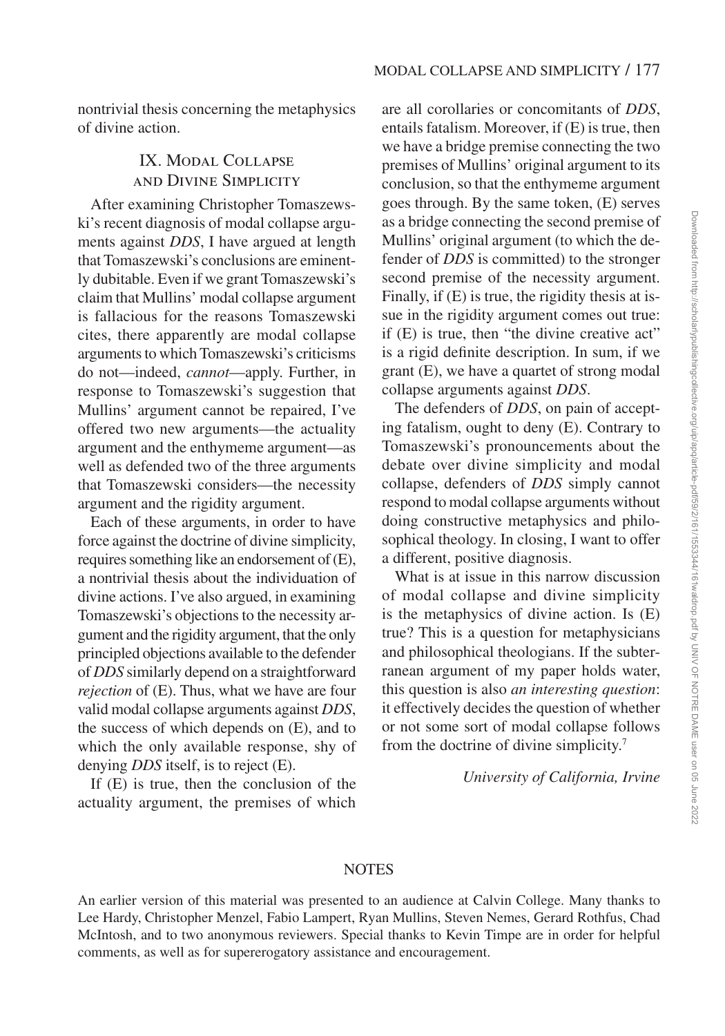nontrivial thesis concerning the metaphysics of divine action.

## IX. Modal Collapse and Divine Simplicity

After examining Christopher Tomaszewski's recent diagnosis of modal collapse arguments against *DDS*, I have argued at length that Tomaszewski's conclusions are eminently dubitable. Even if we grant Tomaszewski's claim that Mullins' modal collapse argument is fallacious for the reasons Tomaszewski cites, there apparently are modal collapse arguments to which Tomaszewski's criticisms do not—indeed, *cannot*—apply. Further, in response to Tomaszewski's suggestion that Mullins' argument cannot be repaired, I've offered two new arguments—the actuality argument and the enthymeme argument—as well as defended two of the three arguments that Tomaszewski considers—the necessity argument and the rigidity argument.

Each of these arguments, in order to have force against the doctrine of divine simplicity, requires something like an endorsement of (E), a nontrivial thesis about the individuation of divine actions. I've also argued, in examining Tomaszewski's objections to the necessity argument and the rigidity argument, that the only principled objections available to the defender of *DDS* similarly depend on a straightforward *rejection* of (E). Thus, what we have are four valid modal collapse arguments against *DDS*, the success of which depends on (E), and to which the only available response, shy of denying *DDS* itself, is to reject (E).

If (E) is true, then the conclusion of the actuality argument, the premises of which are all corollaries or concomitants of *DDS*, entails fatalism. Moreover, if (E) is true, then we have a bridge premise connecting the two premises of Mullins' original argument to its conclusion, so that the enthymeme argument goes through. By the same token, (E) serves as a bridge connecting the second premise of Mullins' original argument (to which the defender of *DDS* is committed) to the stronger second premise of the necessity argument. Finally, if (E) is true, the rigidity thesis at issue in the rigidity argument comes out true: if (E) is true, then "the divine creative act" is a rigid definite description. In sum, if we grant (E), we have a quartet of strong modal collapse arguments against *DDS*.

The defenders of *DDS*, on pain of accepting fatalism, ought to deny (E). Contrary to Tomaszewski's pronouncements about the debate over divine simplicity and modal collapse, defenders of *DDS* simply cannot respond to modal collapse arguments without doing constructive metaphysics and philosophical theology. In closing, I want to offer a different, positive diagnosis.

What is at issue in this narrow discussion of modal collapse and divine simplicity is the metaphysics of divine action. Is (E) true? This is a question for metaphysicians and philosophical theologians. If the subterranean argument of my paper holds water, this question is also *an interesting question*: it effectively decides the question of whether or not some sort of modal collapse follows from the doctrine of divine simplicity.[7]

*University of California, Irvine*

## NOTES

An earlier version of this material was presented to an audience at Calvin College. Many thanks to Lee Hardy, Christopher Menzel, Fabio Lampert, Ryan Mullins, Steven Nemes, Gerard Rothfus, Chad McIntosh, and to two anonymous reviewers. Special thanks to Kevin Timpe are in order for helpful comments, as well as for supererogatory assistance and encouragement.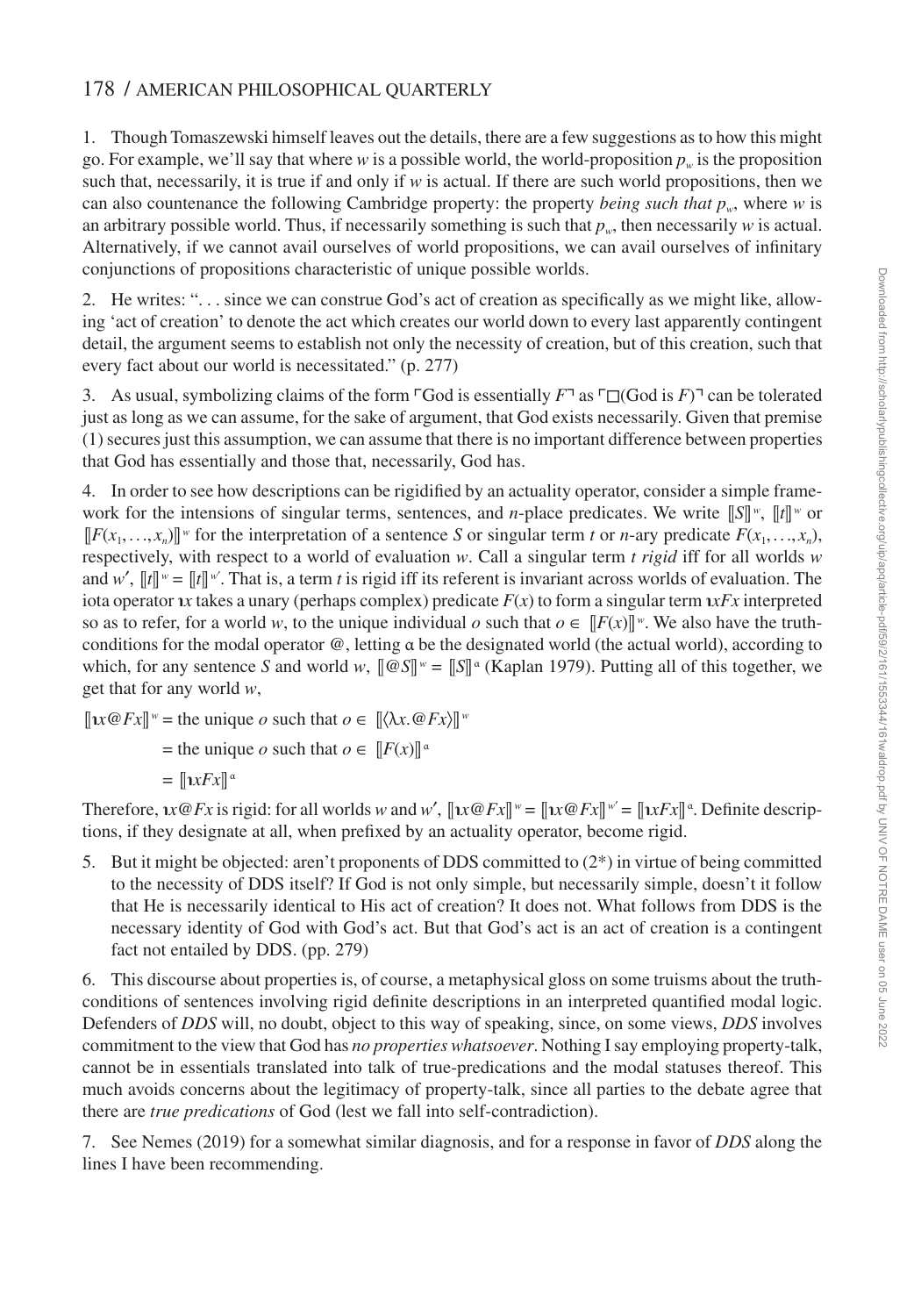1. Though Tomaszewski himself leaves out the details, there are a few suggestions as to how this might go. For example, we'll say that where $w$ is a possible world, the world-proposition $p_w$ is the proposition such that, necessarily, it is true if and only if $w$ is actual. If there are such world propositions, then we can also countenance the following Cambridge property: the property *being such that* $p_w$, where $w$ is an arbitrary possible world. Thus, if necessarily something is such that $p_w$, then necessarily $w$ is actual. Alternatively, if we cannot avail ourselves of world propositions, we can avail ourselves of infinitary conjunctions of propositions characteristic of unique possible worlds.

2. He writes: ". . . since we can construe God's act of creation as specifically as we might like, allowing 'act of creation' to denote the act which creates our world down to every last apparently contingent detail, the argument seems to establish not only the necessity of creation, but of this creation, such that every fact about our world is necessitated." (p. 277)

3. As usual, symbolizing claims of the form ⌜God is essentially $F$⌝ as ⌜$\Box$(God is $F$)⌝ can be tolerated just as long as we can assume, for the sake of argument, that God exists necessarily. Given that premise (1) secures just this assumption, we can assume that there is no important difference between properties that God has essentially and those that, necessarily, God has.

4. In order to see how descriptions can be rigidified by an actuality operator, consider a simple framework for the intensions of singular terms, sentences, and $n$-place predicates. We write $[\![S]\!]^w$, $[\![t]\!]^w$ or $[\![F(x_1,\ldots,x_n)]\!]^w$ for the interpretation of a sentence $S$ or singular term $t$ or $n$-ary predicate $F(x_1,\ldots,x_n)$, respectively, with respect to a world of evaluation $w$. Call a singular term $t$ *rigid* iff for all worlds $w$ and $w'$, $[\![t]\!]^w = [\![t]\!]^{w'}$. That is, a term $t$ is rigid iff its referent is invariant across worlds of evaluation. The iota operator $\iota x$ takes a unary (perhaps complex) predicate $F(x)$ to form a singular term $\iota xFx$ interpreted so as to refer, for a world $w$, to the unique individual $o$ such that $o \in [\![F(x)]\!]^w$. We also have the truth-conditions for the modal operator @, letting $\alpha$ be the designated world (the actual world), according to which, for any sentence $S$ and world $w$, $[\![@S]\!]^w = [\![S]\!]^\alpha$ (Kaplan 1979). Putting all of this together, we get that for any world $w$,

$$
\begin{aligned}
[\![\iota x@Fx]\!]^w &= \text{the unique } o \text{ such that } o \in [\![\langle\lambda x.@Fx\rangle]\!]^w \\
&= \text{the unique } o \text{ such that } o \in [\![F(x)]\!]^\alpha \\
&= [\![\iota xFx]\!]^\alpha
\end{aligned}
$$

Therefore, $\iota x@Fx$ is rigid: for all worlds $w$ and $w'$, $[\![\iota x@Fx]\!]^w = [\![\iota x@Fx]\!]^{w'} = [\![\iota xFx]\!]^\alpha$. Definite descriptions, if they designate at all, when prefixed by an actuality operator, become rigid.

5. But it might be objected: aren't proponents of DDS committed to (2*) in virtue of being committed to the necessity of DDS itself? If God is not only simple, but necessarily simple, doesn't it follow that He is necessarily identical to His act of creation? It does not. What follows from DDS is the necessary identity of God with God's act. But that God's act is an act of creation is a contingent fact not entailed by DDS. (pp. 279)

6. This discourse about properties is, of course, a metaphysical gloss on some truisms about the truth-conditions of sentences involving rigid definite descriptions in an interpreted quantified modal logic. Defenders of *DDS* will, no doubt, object to this way of speaking, since, on some views, *DDS* involves commitment to the view that God has *no properties whatsoever*. Nothing I say employing property-talk, cannot be in essentials translated into talk of true-predications and the modal statuses thereof. This much avoids concerns about the legitimacy of property-talk, since all parties to the debate agree that there are *true predications* of God (lest we fall into self-contradiction).

7. See Nemes (2019) for a somewhat similar diagnosis, and for a response in favor of *DDS* along the lines I have been recommending.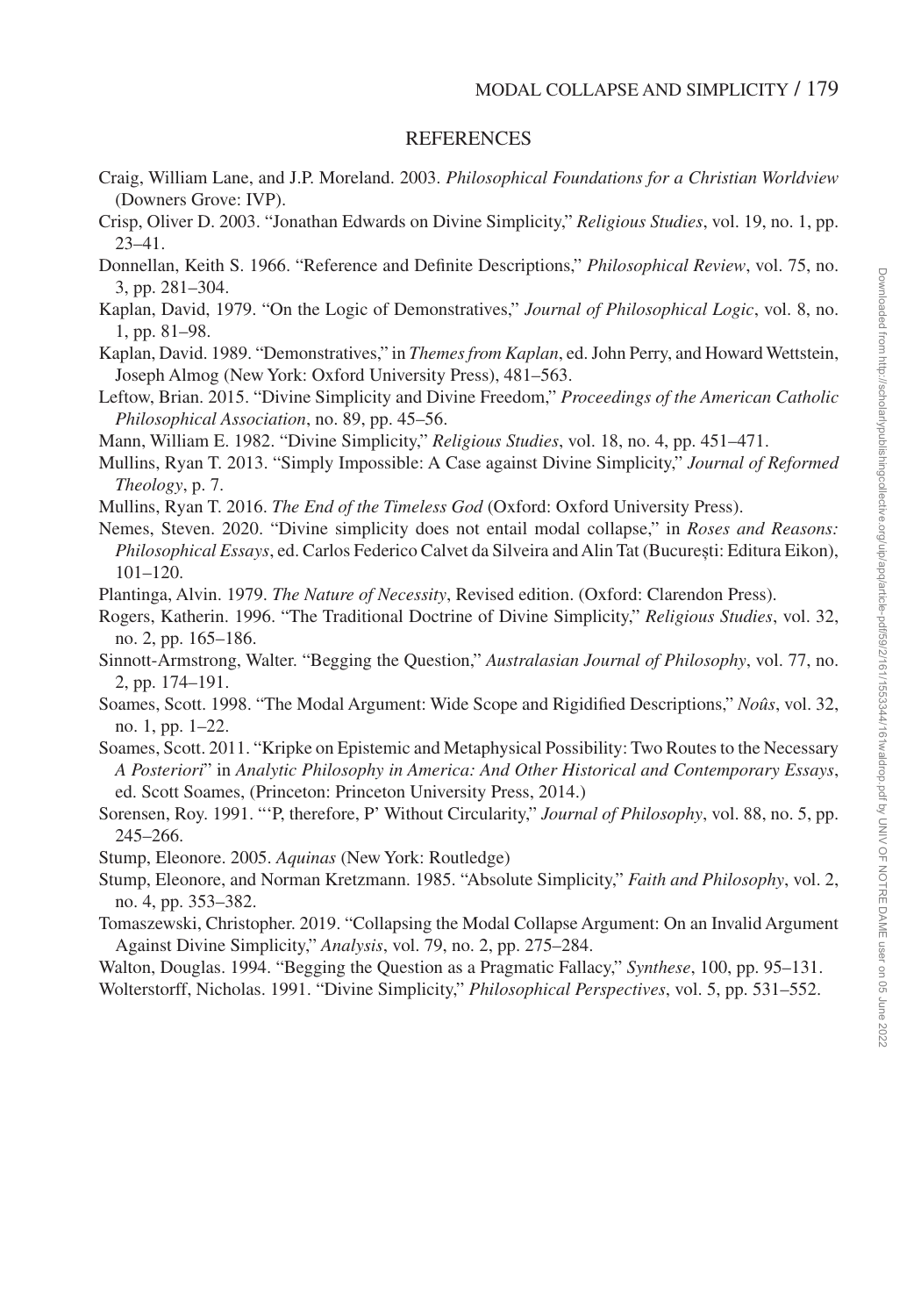## REFERENCES

Craig, William Lane, and J.P. Moreland. 2003. *Philosophical Foundations for a Christian Worldview* (Downers Grove: IVP).

Crisp, Oliver D. 2003. "Jonathan Edwards on Divine Simplicity," *Religious Studies*, vol. 19, no. 1, pp. 23–41.

Donnellan, Keith S. 1966. "Reference and Definite Descriptions," *Philosophical Review*, vol. 75, no. 3, pp. 281–304.

Kaplan, David, 1979. "On the Logic of Demonstratives," *Journal of Philosophical Logic*, vol. 8, no. 1, pp. 81–98.

Kaplan, David. 1989. "Demonstratives," in *Themes from Kaplan*, ed. John Perry, and Howard Wettstein, Joseph Almog (New York: Oxford University Press), 481–563.

Leftow, Brian. 2015. "Divine Simplicity and Divine Freedom," *Proceedings of the American Catholic Philosophical Association*, no. 89, pp. 45–56.

Mann, William E. 1982. "Divine Simplicity," *Religious Studies*, vol. 18, no. 4, pp. 451–471.

Mullins, Ryan T. 2013. "Simply Impossible: A Case against Divine Simplicity," *Journal of Reformed Theology*, p. 7.

Mullins, Ryan T. 2016. *The End of the Timeless God* (Oxford: Oxford University Press).

Nemes, Steven. 2020. "Divine simplicity does not entail modal collapse," in *Roses and Reasons: Philosophical Essays*, ed. Carlos Federico Calvet da Silveira and Alin Tat (București: Editura Eikon), 101–120.

Plantinga, Alvin. 1979. *The Nature of Necessity*, Revised edition. (Oxford: Clarendon Press).

Rogers, Katherin. 1996. "The Traditional Doctrine of Divine Simplicity," *Religious Studies*, vol. 32, no. 2, pp. 165–186.

Sinnott-Armstrong, Walter. "Begging the Question," *Australasian Journal of Philosophy*, vol. 77, no. 2, pp. 174–191.

Soames, Scott. 1998. "The Modal Argument: Wide Scope and Rigidified Descriptions," *Noûs*, vol. 32, no. 1, pp. 1–22.

Soames, Scott. 2011. "Kripke on Epistemic and Metaphysical Possibility: Two Routes to the Necessary *A Posteriori*" in *Analytic Philosophy in America: And Other Historical and Contemporary Essays*, ed. Scott Soames, (Princeton: Princeton University Press, 2014.)

Sorensen, Roy. 1991. "'P, therefore, P' Without Circularity," *Journal of Philosophy*, vol. 88, no. 5, pp. 245–266.

Stump, Eleonore. 2005. *Aquinas* (New York: Routledge)

Stump, Eleonore, and Norman Kretzmann. 1985. "Absolute Simplicity," *Faith and Philosophy*, vol. 2, no. 4, pp. 353–382.

Tomaszewski, Christopher. 2019. "Collapsing the Modal Collapse Argument: On an Invalid Argument Against Divine Simplicity," *Analysis*, vol. 79, no. 2, pp. 275–284.

Walton, Douglas. 1994. "Begging the Question as a Pragmatic Fallacy," *Synthese*, 100, pp. 95–131.

Wolterstorff, Nicholas. 1991. "Divine Simplicity," *Philosophical Perspectives*, vol. 5, pp. 531–552.